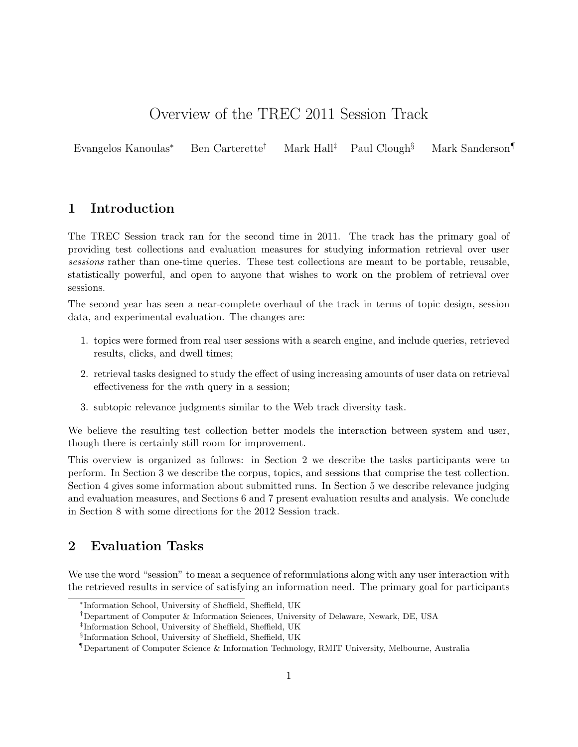# Overview of the TREC 2011 Session Track

Evangelos Kanoulas[*] Ben Carterette[†] Mark Hall[‡] Paul Clough[§] Mark Sanderson[¶]

## 1 Introduction

The TREC Session track ran for the second time in 2011. The track has the primary goal of providing test collections and evaluation measures for studying information retrieval over user *sessions* rather than one-time queries. These test collections are meant to be portable, reusable, statistically powerful, and open to anyone that wishes to work on the problem of retrieval over sessions.

The second year has seen a near-complete overhaul of the track in terms of topic design, session data, and experimental evaluation. The changes are:

1. topics were formed from real user sessions with a search engine, and include queries, retrieved results, clicks, and dwell times;
2. retrieval tasks designed to study the effect of using increasing amounts of user data on retrieval effectiveness for the $m$th query in a session;
3. subtopic relevance judgments similar to the Web track diversity task.

We believe the resulting test collection better models the interaction between system and user, though there is certainly still room for improvement.

This overview is organized as follows: in Section 2 we describe the tasks participants were to perform. In Section 3 we describe the corpus, topics, and sessions that comprise the test collection. Section 4 gives some information about submitted runs. In Section 5 we describe relevance judging and evaluation measures, and Sections 6 and 7 present evaluation results and analysis. We conclude in Section 8 with some directions for the 2012 Session track.

## 2 Evaluation Tasks

We use the word "session" to mean a sequence of reformulations along with any user interaction with the retrieved results in service of satisfying an information need. The primary goal for participants

[*] Information School, University of Sheffield, Sheffield, UK

[†] Department of Computer & Information Sciences, University of Delaware, Newark, DE, USA

[‡] Information School, University of Sheffield, Sheffield, UK

[§] Information School, University of Sheffield, Sheffield, UK

[¶] Department of Computer Science & Information Technology, RMIT University, Melbourne, Australia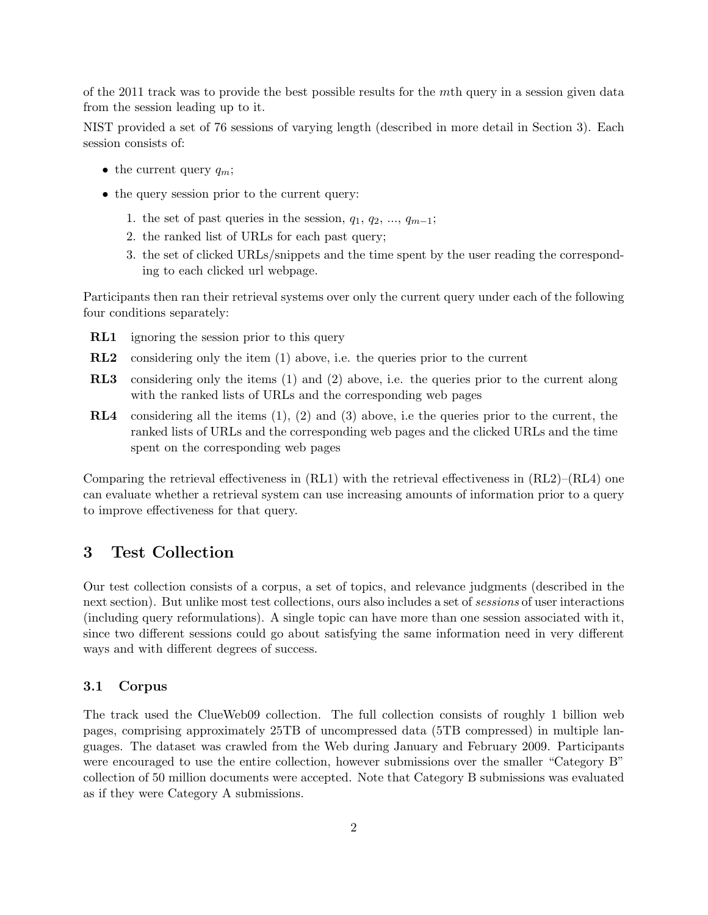of the 2011 track was to provide the best possible results for the $m$th query in a session given data from the session leading up to it.

NIST provided a set of 76 sessions of varying length (described in more detail in Section 3). Each session consists of:

- the current query $q_m$;
- the query session prior to the current query:
  1. the set of past queries in the session, $q_1$, $q_2$, ..., $q_{m-1}$;
  2. the ranked list of URLs for each past query;
  3. the set of clicked URLs/snippets and the time spent by the user reading the corresponding to each clicked url webpage.

Participants then ran their retrieval systems over only the current query under each of the following four conditions separately:

**RL1** ignoring the session prior to this query

**RL2** considering only the item (1) above, i.e. the queries prior to the current

**RL3** considering only the items (1) and (2) above, i.e. the queries prior to the current along with the ranked lists of URLs and the corresponding web pages

**RL4** considering all the items (1), (2) and (3) above, i.e the queries prior to the current, the ranked lists of URLs and the corresponding web pages and the clicked URLs and the time spent on the corresponding web pages

Comparing the retrieval effectiveness in (RL1) with the retrieval effectiveness in (RL2)–(RL4) one can evaluate whether a retrieval system can use increasing amounts of information prior to a query to improve effectiveness for that query.

## 3 Test Collection

Our test collection consists of a corpus, a set of topics, and relevance judgments (described in the next section). But unlike most test collections, ours also includes a set of *sessions* of user interactions (including query reformulations). A single topic can have more than one session associated with it, since two different sessions could go about satisfying the same information need in very different ways and with different degrees of success.

### 3.1 Corpus

The track used the ClueWeb09 collection. The full collection consists of roughly 1 billion web pages, comprising approximately 25TB of uncompressed data (5TB compressed) in multiple languages. The dataset was crawled from the Web during January and February 2009. Participants were encouraged to use the entire collection, however submissions over the smaller "Category B" collection of 50 million documents were accepted. Note that Category B submissions was evaluated as if they were Category A submissions.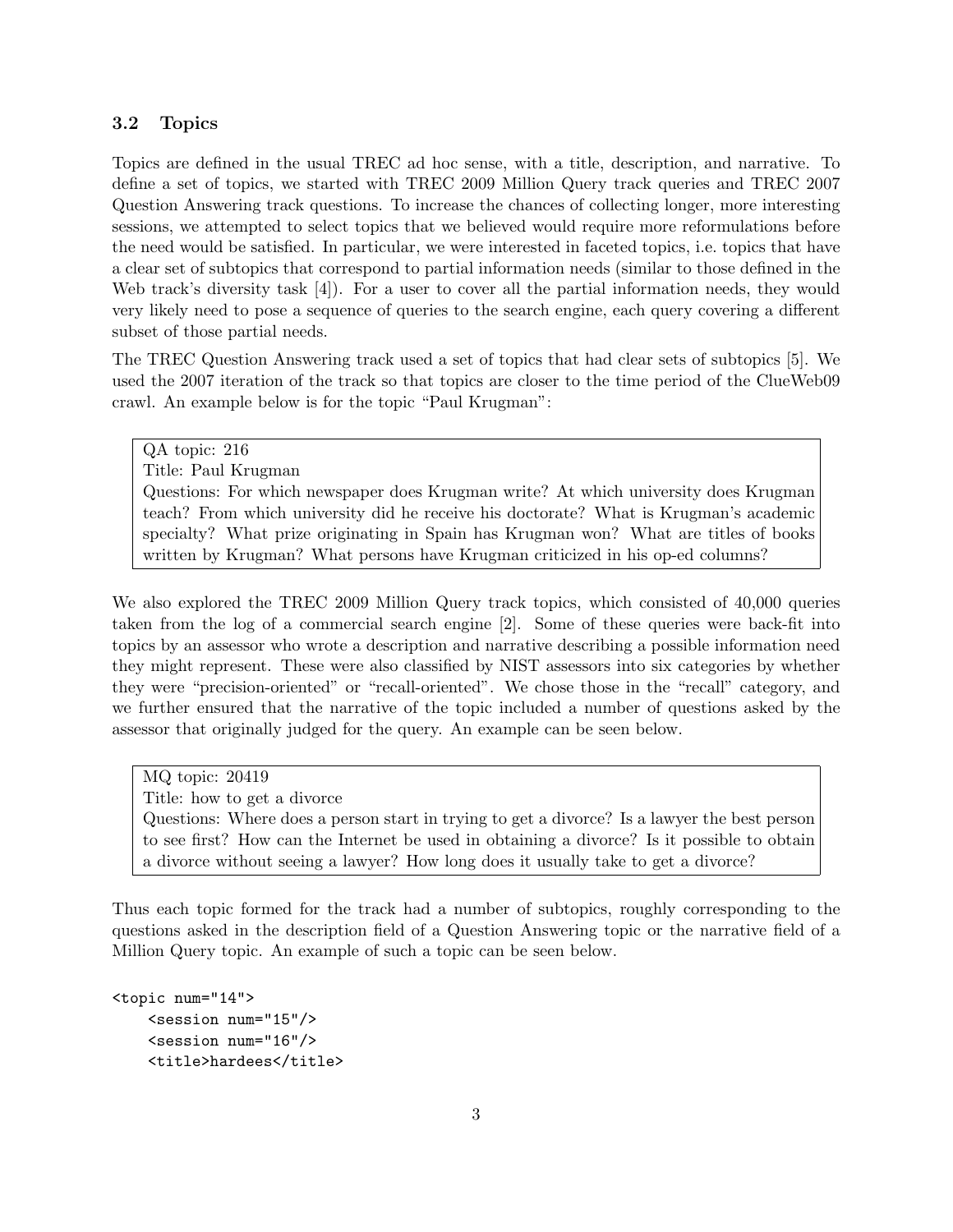### 3.2 Topics

Topics are defined in the usual TREC ad hoc sense, with a title, description, and narrative. To define a set of topics, we started with TREC 2009 Million Query track queries and TREC 2007 Question Answering track questions. To increase the chances of collecting longer, more interesting sessions, we attempted to select topics that we believed would require more reformulations before the need would be satisfied. In particular, we were interested in faceted topics, i.e. topics that have a clear set of subtopics that correspond to partial information needs (similar to those defined in the Web track's diversity task [4]). For a user to cover all the partial information needs, they would very likely need to pose a sequence of queries to the search engine, each query covering a different subset of those partial needs.

The TREC Question Answering track used a set of topics that had clear sets of subtopics [5]. We used the 2007 iteration of the track so that topics are closer to the time period of the ClueWeb09 crawl. An example below is for the topic "Paul Krugman":

> QA topic: 216
> Title: Paul Krugman
> Questions: For which newspaper does Krugman write? At which university does Krugman teach? From which university did he receive his doctorate? What is Krugman's academic specialty? What prize originating in Spain has Krugman won? What are titles of books written by Krugman? What persons have Krugman criticized in his op-ed columns?

We also explored the TREC 2009 Million Query track topics, which consisted of 40,000 queries taken from the log of a commercial search engine [2]. Some of these queries were back-fit into topics by an assessor who wrote a description and narrative describing a possible information need they might represent. These were also classified by NIST assessors into six categories by whether they were "precision-oriented" or "recall-oriented". We chose those in the "recall" category, and we further ensured that the narrative of the topic included a number of questions asked by the assessor that originally judged for the query. An example can be seen below.

> MQ topic: 20419
> Title: how to get a divorce
> Questions: Where does a person start in trying to get a divorce? Is a lawyer the best person to see first? How can the Internet be used in obtaining a divorce? Is it possible to obtain a divorce without seeing a lawyer? How long does it usually take to get a divorce?

Thus each topic formed for the track had a number of subtopics, roughly corresponding to the questions asked in the description field of a Question Answering topic or the narrative field of a Million Query topic. An example of such a topic can be seen below.

```
<topic num="14">
    <session num="15"/>
    <session num="16"/>
    <title>hardees</title>
```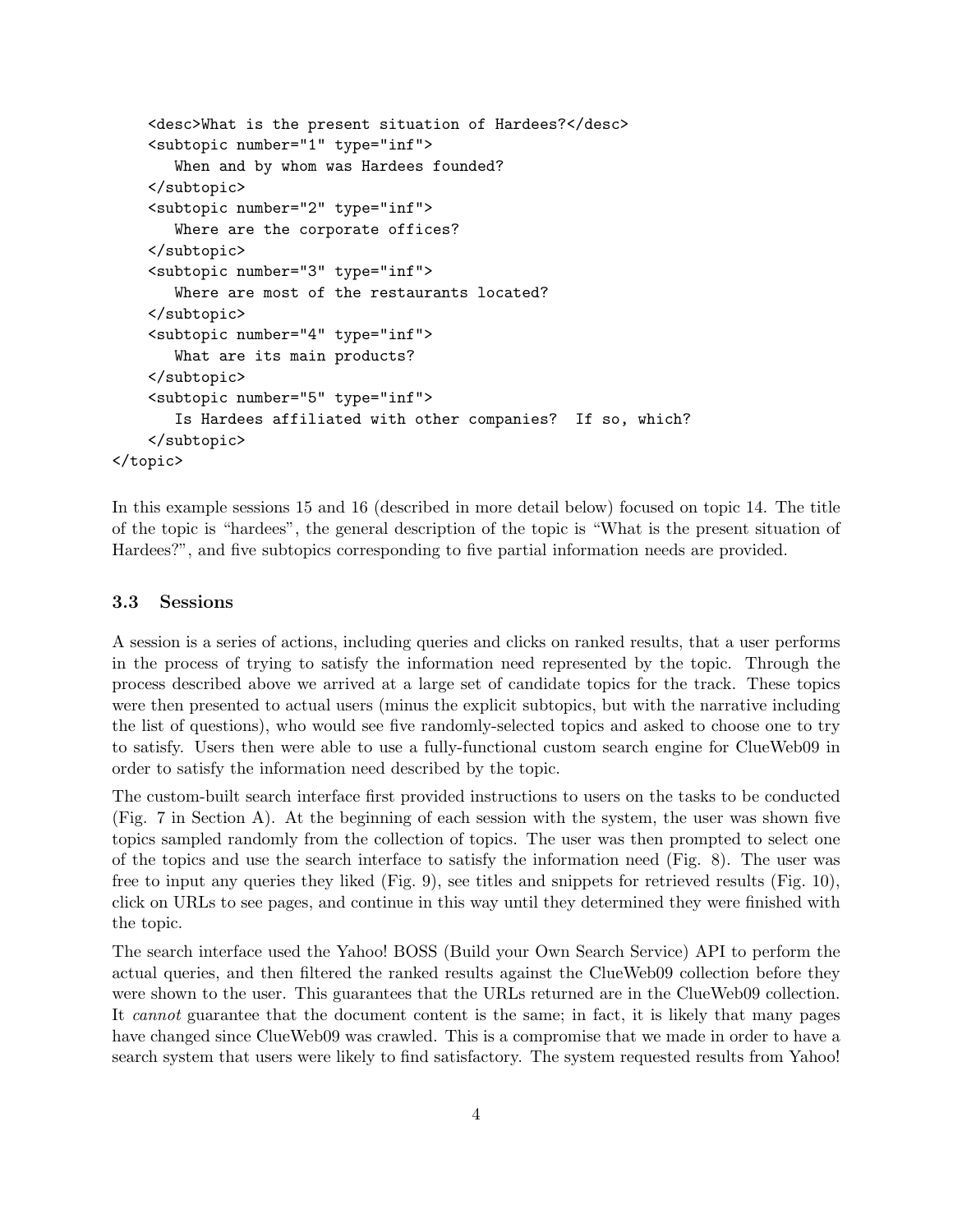```
    <desc>What is the present situation of Hardees?</desc>
    <subtopic number="1" type="inf">
       When and by whom was Hardees founded?
    </subtopic>
    <subtopic number="2" type="inf">
       Where are the corporate offices?
    </subtopic>
    <subtopic number="3" type="inf">
       Where are most of the restaurants located?
    </subtopic>
    <subtopic number="4" type="inf">
       What are its main products?
    </subtopic>
    <subtopic number="5" type="inf">
       Is Hardees affiliated with other companies?  If so, which?
    </subtopic>
</topic>
```

In this example sessions 15 and 16 (described in more detail below) focused on topic 14. The title of the topic is "hardees", the general description of the topic is "What is the present situation of Hardees?", and five subtopics corresponding to five partial information needs are provided.

### 3.3 Sessions

A session is a series of actions, including queries and clicks on ranked results, that a user performs in the process of trying to satisfy the information need represented by the topic. Through the process described above we arrived at a large set of candidate topics for the track. These topics were then presented to actual users (minus the explicit subtopics, but with the narrative including the list of questions), who would see five randomly-selected topics and asked to choose one to try to satisfy. Users then were able to use a fully-functional custom search engine for ClueWeb09 in order to satisfy the information need described by the topic.

The custom-built search interface first provided instructions to users on the tasks to be conducted (Fig. 7 in Section A). At the beginning of each session with the system, the user was shown five topics sampled randomly from the collection of topics. The user was then prompted to select one of the topics and use the search interface to satisfy the information need (Fig. 8). The user was free to input any queries they liked (Fig. 9), see titles and snippets for retrieved results (Fig. 10), click on URLs to see pages, and continue in this way until they determined they were finished with the topic.

The search interface used the Yahoo! BOSS (Build your Own Search Service) API to perform the actual queries, and then filtered the ranked results against the ClueWeb09 collection before they were shown to the user. This guarantees that the URLs returned are in the ClueWeb09 collection. It *cannot* guarantee that the document content is the same; in fact, it is likely that many pages have changed since ClueWeb09 was crawled. This is a compromise that we made in order to have a search system that users were likely to find satisfactory. The system requested results from Yahoo!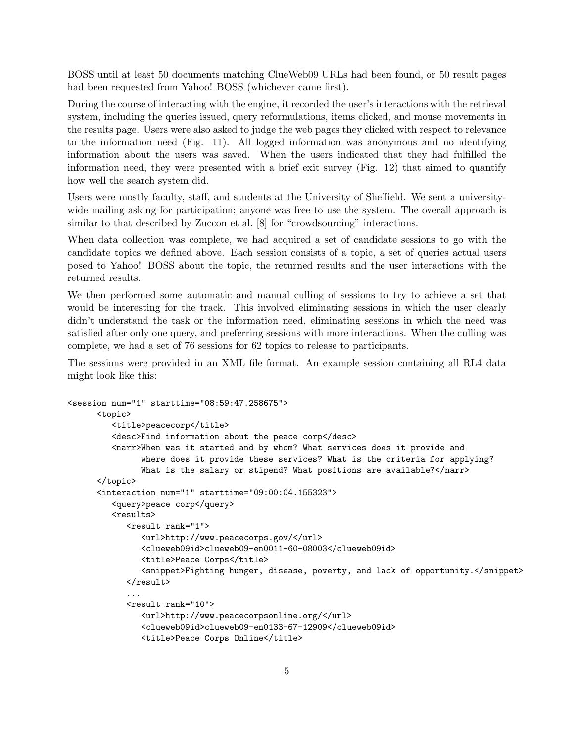BOSS until at least 50 documents matching ClueWeb09 URLs had been found, or 50 result pages had been requested from Yahoo! BOSS (whichever came first).

During the course of interacting with the engine, it recorded the user's interactions with the retrieval system, including the queries issued, query reformulations, items clicked, and mouse movements in the results page. Users were also asked to judge the web pages they clicked with respect to relevance to the information need (Fig. 11). All logged information was anonymous and no identifying information about the users was saved. When the users indicated that they had fulfilled the information need, they were presented with a brief exit survey (Fig. 12) that aimed to quantify how well the search system did.

Users were mostly faculty, staff, and students at the University of Sheffield. We sent a university-wide mailing asking for participation; anyone was free to use the system. The overall approach is similar to that described by Zuccon et al. [8] for "crowdsourcing" interactions.

When data collection was complete, we had acquired a set of candidate sessions to go with the candidate topics we defined above. Each session consists of a topic, a set of queries actual users posed to Yahoo! BOSS about the topic, the returned results and the user interactions with the returned results.

We then performed some automatic and manual culling of sessions to try to achieve a set that would be interesting for the track. This involved eliminating sessions in which the user clearly didn't understand the task or the information need, eliminating sessions in which the need was satisfied after only one query, and preferring sessions with more interactions. When the culling was complete, we had a set of 76 sessions for 62 topics to release to participants.

The sessions were provided in an XML file format. An example session containing all RL4 data might look like this:

```
<session num="1" starttime="08:59:47.258675">
      <topic>
         <title>peacecorp</title>
         <desc>Find information about the peace corp</desc>
         <narr>When was it started and by whom? What services does it provide and
               where does it provide these services? What is the criteria for applying?
               What is the salary or stipend? What positions are available?</narr>
      </topic>
      <interaction num="1" starttime="09:00:04.155323">
         <query>peace corp</query>
         <results>
            <result rank="1">
               <url>http://www.peacecorps.gov/</url>
               <clueweb09id>clueweb09-en0011-60-08003</clueweb09id>
               <title>Peace Corps</title>
               <snippet>Fighting hunger, disease, poverty, and lack of opportunity.</snippet>
            </result>
            ...
            <result rank="10">
               <url>http://www.peacecorpsonline.org/</url>
               <clueweb09id>clueweb09-en0133-67-12909</clueweb09id>
               <title>Peace Corps Online</title>
```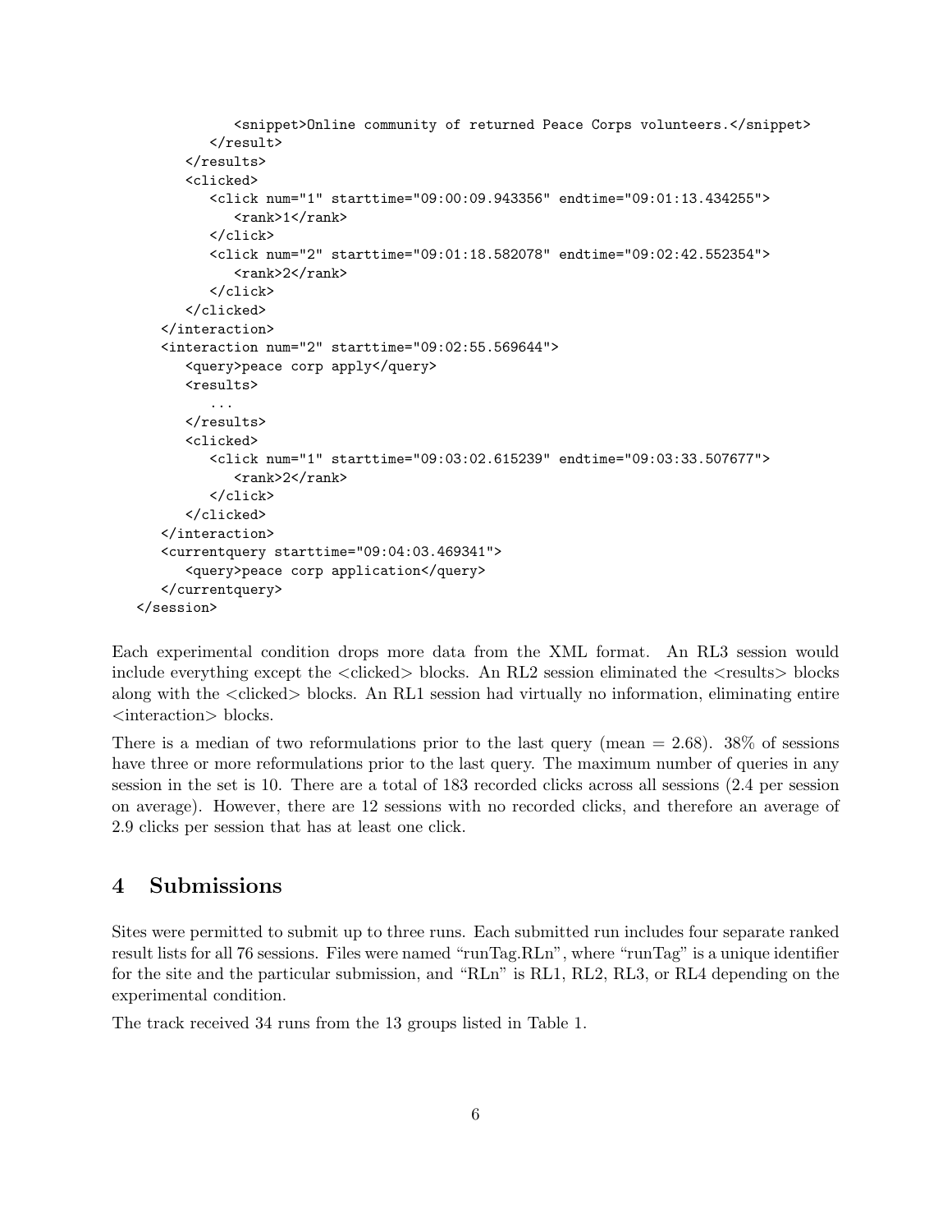```
            <snippet>Online community of returned Peace Corps volunteers.</snippet>
         </result>
      </results>
      <clicked>
         <click num="1" starttime="09:00:09.943356" endtime="09:01:13.434255">
            <rank>1</rank>
         </click>
         <click num="2" starttime="09:01:18.582078" endtime="09:02:42.552354">
            <rank>2</rank>
         </click>
      </clicked>
   </interaction>
   <interaction num="2" starttime="09:02:55.569644">
      <query>peace corp apply</query>
      <results>
         ...
      </results>
      <clicked>
         <click num="1" starttime="09:03:02.615239" endtime="09:03:33.507677">
            <rank>2</rank>
         </click>
      </clicked>
   </interaction>
   <currentquery starttime="09:04:03.469341">
      <query>peace corp application</query>
   </currentquery>
</session>
```

Each experimental condition drops more data from the XML format. An RL3 session would include everything except the <clicked> blocks. An RL2 session eliminated the <results> blocks along with the <clicked> blocks. An RL1 session had virtually no information, eliminating entire <interaction> blocks.

There is a median of two reformulations prior to the last query (mean = 2.68). 38% of sessions have three or more reformulations prior to the last query. The maximum number of queries in any session in the set is 10. There are a total of 183 recorded clicks across all sessions (2.4 per session on average). However, there are 12 sessions with no recorded clicks, and therefore an average of 2.9 clicks per session that has at least one click.

## 4 Submissions

Sites were permitted to submit up to three runs. Each submitted run includes four separate ranked result lists for all 76 sessions. Files were named "runTag.RLn", where "runTag" is a unique identifier for the site and the particular submission, and "RLn" is RL1, RL2, RL3, or RL4 depending on the experimental condition.

The track received 34 runs from the 13 groups listed in Table 1.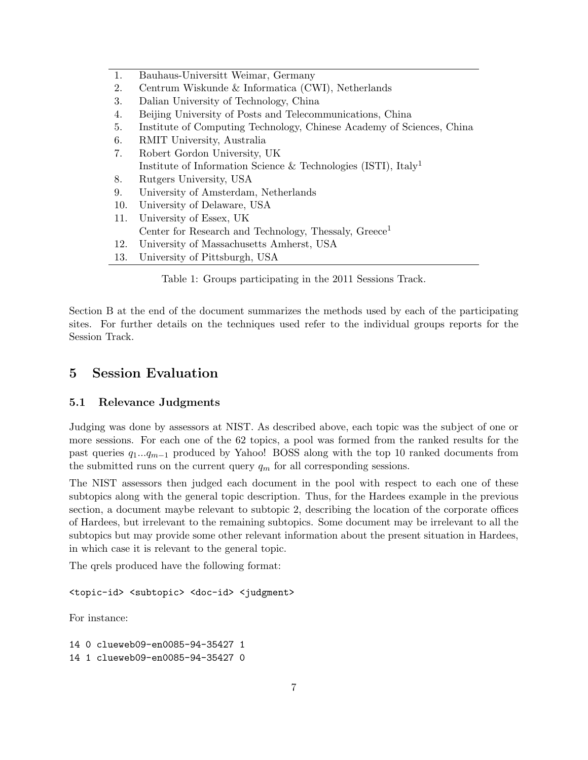| | |
|---|---|
| 1. | Bauhaus-Universitt Weimar, Germany |
| 2. | Centrum Wiskunde & Informatica (CWI), Netherlands |
| 3. | Dalian University of Technology, China |
| 4. | Beijing University of Posts and Telecommunications, China |
| 5. | Institute of Computing Technology, Chinese Academy of Sciences, China |
| 6. | RMIT University, Australia |
| 7. | Robert Gordon University, UK |
| | Institute of Information Science & Technologies (ISTI), Italy[1] |
| 8. | Rutgers University, USA |
| 9. | University of Amsterdam, Netherlands |
| 10. | University of Delaware, USA |
| 11. | University of Essex, UK |
| | Center for Research and Technology, Thessaly, Greece[1] |
| 12. | University of Massachusetts Amherst, USA |
| 13. | University of Pittsburgh, USA |

Table 1: Groups participating in the 2011 Sessions Track.

Section B at the end of the document summarizes the methods used by each of the participating sites. For further details on the techniques used refer to the individual groups reports for the Session Track.

## 5 Session Evaluation

### 5.1 Relevance Judgments

Judging was done by assessors at NIST. As described above, each topic was the subject of one or more sessions. For each one of the 62 topics, a pool was formed from the ranked results for the past queries $q_1...q_{m-1}$ produced by Yahoo! BOSS along with the top 10 ranked documents from the submitted runs on the current query $q_m$ for all corresponding sessions.

The NIST assessors then judged each document in the pool with respect to each one of these subtopics along with the general topic description. Thus, for the Hardees example in the previous section, a document maybe relevant to subtopic 2, describing the location of the corporate offices of Hardees, but irrelevant to the remaining subtopics. Some document may be irrelevant to all the subtopics but may provide some other relevant information about the present situation in Hardees, in which case it is relevant to the general topic.

The qrels produced have the following format:

```
<topic-id> <subtopic> <doc-id> <judgment>
```

For instance:

```
14 0 clueweb09-en0085-94-35427 1
14 1 clueweb09-en0085-94-35427 0
```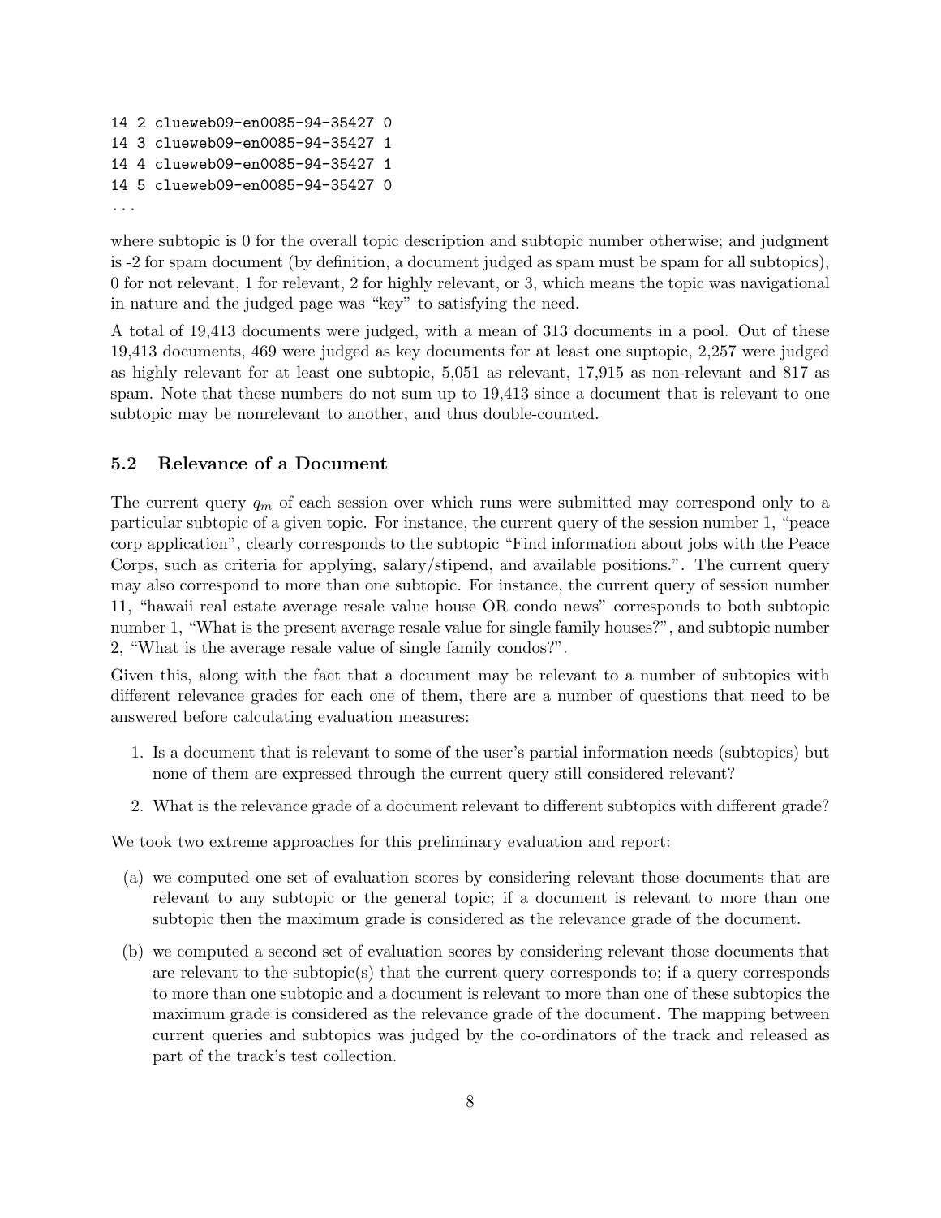```
14 2 clueweb09-en0085-94-35427 0
14 3 clueweb09-en0085-94-35427 1
14 4 clueweb09-en0085-94-35427 1
14 5 clueweb09-en0085-94-35427 0
...
```

where subtopic is 0 for the overall topic description and subtopic number otherwise; and judgment is -2 for spam document (by definition, a document judged as spam must be spam for all subtopics), 0 for not relevant, 1 for relevant, 2 for highly relevant, or 3, which means the topic was navigational in nature and the judged page was "key" to satisfying the need.

A total of 19,413 documents were judged, with a mean of 313 documents in a pool. Out of these 19,413 documents, 469 were judged as key documents for at least one suptopic, 2,257 were judged as highly relevant for at least one subtopic, 5,051 as relevant, 17,915 as non-relevant and 817 as spam. Note that these numbers do not sum up to 19,413 since a document that is relevant to one subtopic may be nonrelevant to another, and thus double-counted.

### 5.2 Relevance of a Document

The current query $q_m$ of each session over which runs were submitted may correspond only to a particular subtopic of a given topic. For instance, the current query of the session number 1, "peace corp application", clearly corresponds to the subtopic "Find information about jobs with the Peace Corps, such as criteria for applying, salary/stipend, and available positions.". The current query may also correspond to more than one subtopic. For instance, the current query of session number 11, "hawaii real estate average resale value house OR condo news" corresponds to both subtopic number 1, "What is the present average resale value for single family houses?", and subtopic number 2, "What is the average resale value of single family condos?".

Given this, along with the fact that a document may be relevant to a number of subtopics with different relevance grades for each one of them, there are a number of questions that need to be answered before calculating evaluation measures:

1. Is a document that is relevant to some of the user's partial information needs (subtopics) but none of them are expressed through the current query still considered relevant?
2. What is the relevance grade of a document relevant to different subtopics with different grade?

We took two extreme approaches for this preliminary evaluation and report:

(a) we computed one set of evaluation scores by considering relevant those documents that are relevant to any subtopic or the general topic; if a document is relevant to more than one subtopic then the maximum grade is considered as the relevance grade of the document.

(b) we computed a second set of evaluation scores by considering relevant those documents that are relevant to the subtopic(s) that the current query corresponds to; if a query corresponds to more than one subtopic and a document is relevant to more than one of these subtopics the maximum grade is considered as the relevance grade of the document. The mapping between current queries and subtopics was judged by the co-ordinators of the track and released as part of the track's test collection.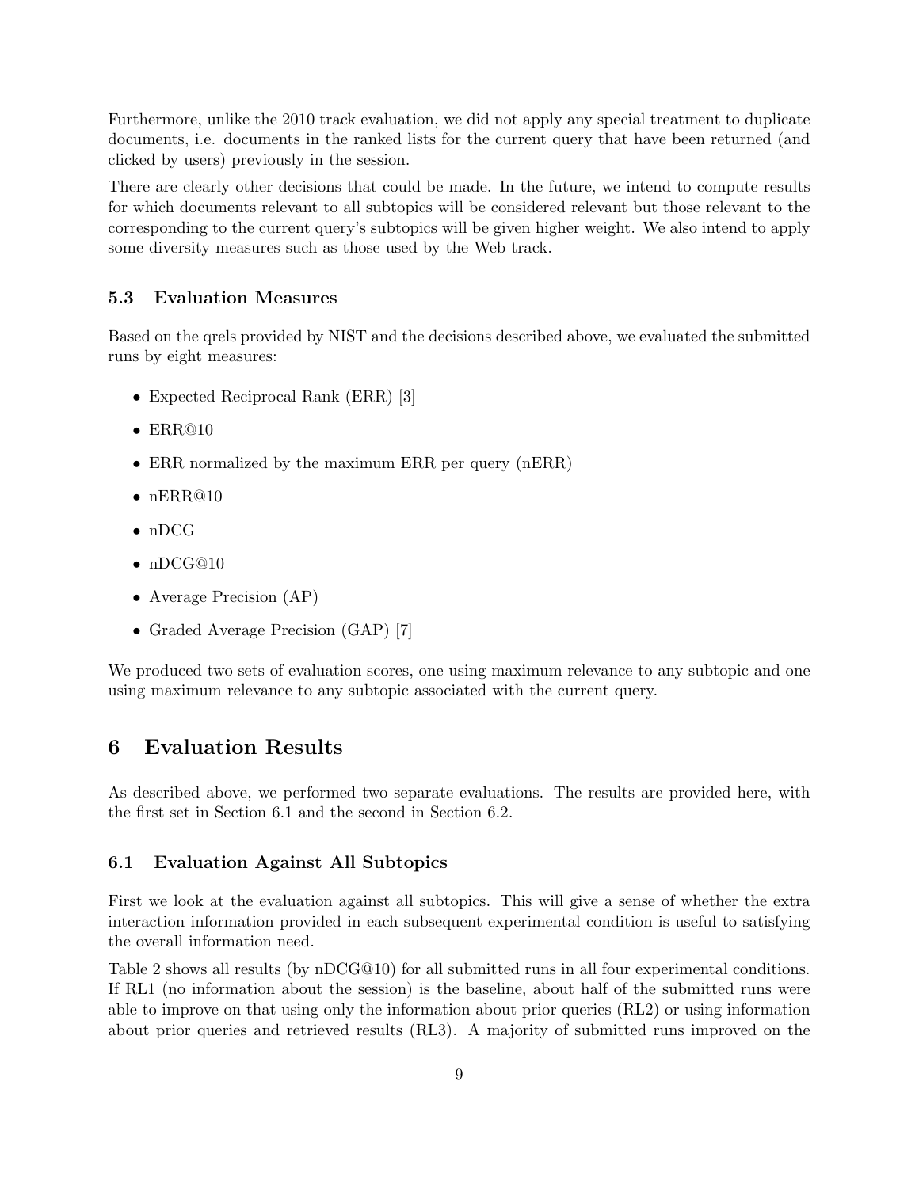Furthermore, unlike the 2010 track evaluation, we did not apply any special treatment to duplicate documents, i.e. documents in the ranked lists for the current query that have been returned (and clicked by users) previously in the session.

There are clearly other decisions that could be made. In the future, we intend to compute results for which documents relevant to all subtopics will be considered relevant but those relevant to the corresponding to the current query's subtopics will be given higher weight. We also intend to apply some diversity measures such as those used by the Web track.

### 5.3 Evaluation Measures

Based on the qrels provided by NIST and the decisions described above, we evaluated the submitted runs by eight measures:

- Expected Reciprocal Rank (ERR) [3]
- ERR@10
- ERR normalized by the maximum ERR per query (nERR)
- nERR@10
- nDCG
- nDCG@10
- Average Precision (AP)
- Graded Average Precision (GAP) [7]

We produced two sets of evaluation scores, one using maximum relevance to any subtopic and one using maximum relevance to any subtopic associated with the current query.

## 6 Evaluation Results

As described above, we performed two separate evaluations. The results are provided here, with the first set in Section 6.1 and the second in Section 6.2.

### 6.1 Evaluation Against All Subtopics

First we look at the evaluation against all subtopics. This will give a sense of whether the extra interaction information provided in each subsequent experimental condition is useful to satisfying the overall information need.

Table 2 shows all results (by nDCG@10) for all submitted runs in all four experimental conditions. If RL1 (no information about the session) is the baseline, about half of the submitted runs were able to improve on that using only the information about prior queries (RL2) or using information about prior queries and retrieved results (RL3). A majority of submitted runs improved on the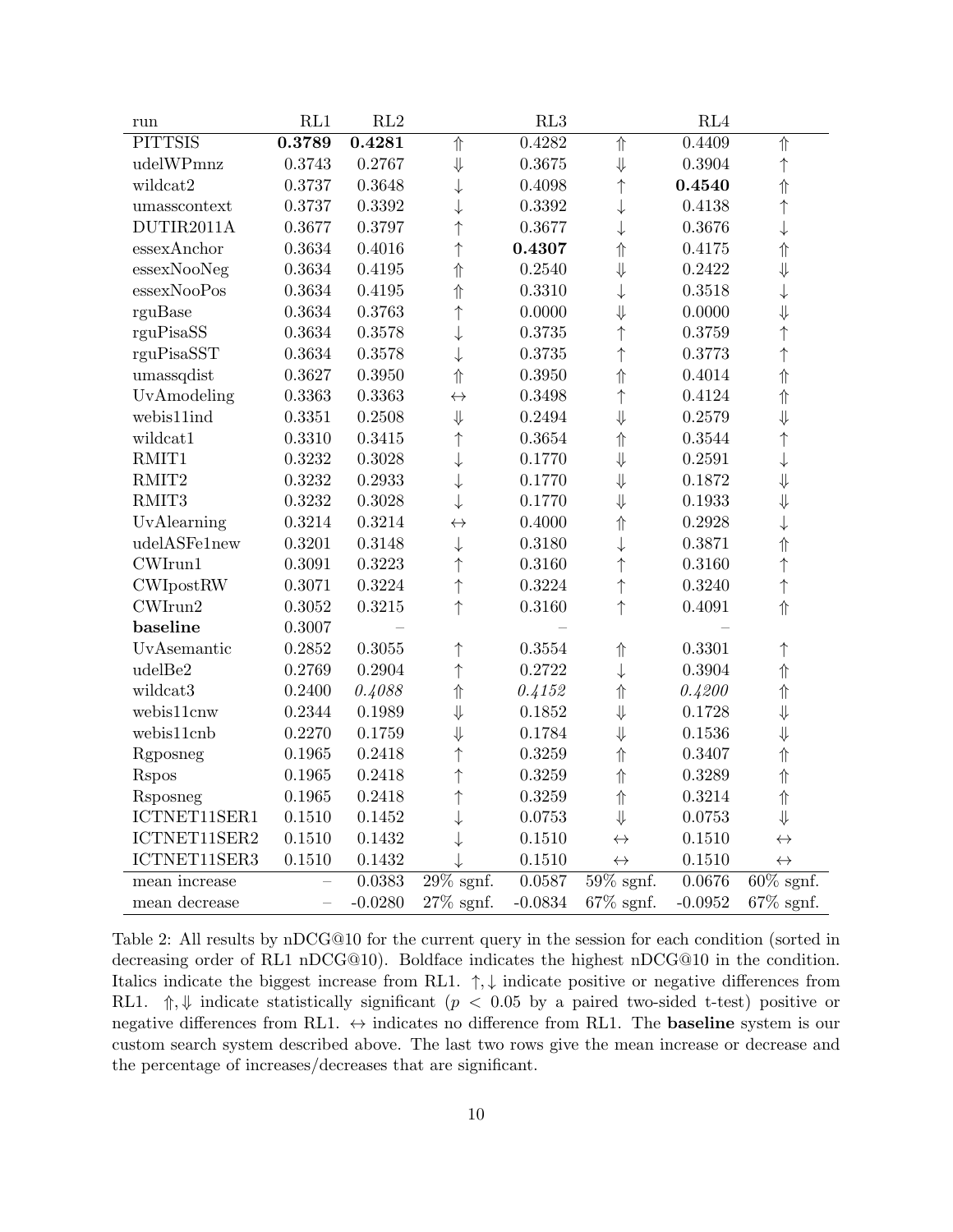| run | RL1 | RL2 | | RL3 | | RL4 | |
|---|---|---|---|---|---|---|---|
| PITTSIS | **0.3789** | **0.4281** | ⇑ | 0.4282 | ⇑ | 0.4409 | ⇑ |
| udelWPmnz | 0.3743 | 0.2767 | ⇓ | 0.3675 | ⇓ | 0.3904 | ↑ |
| wildcat2 | 0.3737 | 0.3648 | ↓ | 0.4098 | ↑ | **0.4540** | ⇑ |
| umasscontext | 0.3737 | 0.3392 | ↓ | 0.3392 | ↓ | 0.4138 | ↑ |
| DUTIR2011A | 0.3677 | 0.3797 | ↑ | 0.3677 | ↓ | 0.3676 | ↓ |
| essexAnchor | 0.3634 | 0.4016 | ↑ | **0.4307** | ⇑ | 0.4175 | ⇑ |
| essexNooNeg | 0.3634 | 0.4195 | ⇑ | 0.2540 | ⇓ | 0.2422 | ⇓ |
| essexNooPos | 0.3634 | 0.4195 | ⇑ | 0.3310 | ↓ | 0.3518 | ↓ |
| rguBase | 0.3634 | 0.3763 | ↑ | 0.0000 | ⇓ | 0.0000 | ⇓ |
| rguPisaSS | 0.3634 | 0.3578 | ↓ | 0.3735 | ↑ | 0.3759 | ↑ |
| rguPisaSST | 0.3634 | 0.3578 | ↓ | 0.3735 | ↑ | 0.3773 | ↑ |
| umassqdist | 0.3627 | 0.3950 | ⇑ | 0.3950 | ⇑ | 0.4014 | ⇑ |
| UvAmodeling | 0.3363 | 0.3363 | ↔ | 0.3498 | ↑ | 0.4124 | ⇑ |
| webis11ind | 0.3351 | 0.2508 | ⇓ | 0.2494 | ⇓ | 0.2579 | ⇓ |
| wildcat1 | 0.3310 | 0.3415 | ↑ | 0.3654 | ⇑ | 0.3544 | ↑ |
| RMIT1 | 0.3232 | 0.3028 | ↓ | 0.1770 | ⇓ | 0.2591 | ↓ |
| RMIT2 | 0.3232 | 0.2933 | ↓ | 0.1770 | ⇓ | 0.1872 | ⇓ |
| RMIT3 | 0.3232 | 0.3028 | ↓ | 0.1770 | ⇓ | 0.1933 | ⇓ |
| UvAlearning | 0.3214 | 0.3214 | ↔ | 0.4000 | ⇑ | 0.2928 | ↓ |
| udelASFe1new | 0.3201 | 0.3148 | ↓ | 0.3180 | ↓ | 0.3871 | ⇑ |
| CWIrun1 | 0.3091 | 0.3223 | ↑ | 0.3160 | ↑ | 0.3160 | ↑ |
| CWIpostRW | 0.3071 | 0.3224 | ↑ | 0.3224 | ↑ | 0.3240 | ↑ |
| CWIrun2 | 0.3052 | 0.3215 | ↑ | 0.3160 | ↑ | 0.4091 | ⇑ |
| **baseline** | 0.3007 | – | | – | | – | |
| UvAsemantic | 0.2852 | 0.3055 | ↑ | 0.3554 | ⇑ | 0.3301 | ↑ |
| udelBe2 | 0.2769 | 0.2904 | ↑ | 0.2722 | ↓ | 0.3904 | ⇑ |
| wildcat3 | 0.2400 | *0.4088* | ⇑ | *0.4152* | ⇑ | *0.4200* | ⇑ |
| webis11cnw | 0.2344 | 0.1989 | ⇓ | 0.1852 | ⇓ | 0.1728 | ⇓ |
| webis11cnb | 0.2270 | 0.1759 | ⇓ | 0.1784 | ⇓ | 0.1536 | ⇓ |
| Rgposneg | 0.1965 | 0.2418 | ↑ | 0.3259 | ⇑ | 0.3407 | ⇑ |
| Rspos | 0.1965 | 0.2418 | ↑ | 0.3259 | ⇑ | 0.3289 | ⇑ |
| Rsposneg | 0.1965 | 0.2418 | ↑ | 0.3259 | ⇑ | 0.3214 | ⇑ |
| ICTNET11SER1 | 0.1510 | 0.1452 | ↓ | 0.0753 | ⇓ | 0.0753 | ⇓ |
| ICTNET11SER2 | 0.1510 | 0.1432 | ↓ | 0.1510 | ↔ | 0.1510 | ↔ |
| ICTNET11SER3 | 0.1510 | 0.1432 | ↓ | 0.1510 | ↔ | 0.1510 | ↔ |
| mean increase | – | 0.0383 | 29% sgnf. | 0.0587 | 59% sgnf. | 0.0676 | 60% sgnf. |
| mean decrease | – | -0.0280 | 27% sgnf. | -0.0834 | 67% sgnf. | -0.0952 | 67% sgnf. |

Table 2: All results by nDCG@10 for the current query in the session for each condition (sorted in decreasing order of RL1 nDCG@10). Boldface indicates the highest nDCG@10 in the condition. Italics indicate the biggest increase from RL1. ↑, ↓ indicate positive or negative differences from RL1. ⇑, ⇓ indicate statistically significant ($p < 0.05$ by a paired two-sided t-test) positive or negative differences from RL1. ↔ indicates no difference from RL1. The **baseline** system is our custom search system described above. The last two rows give the mean increase or decrease and the percentage of increases/decreases that are significant.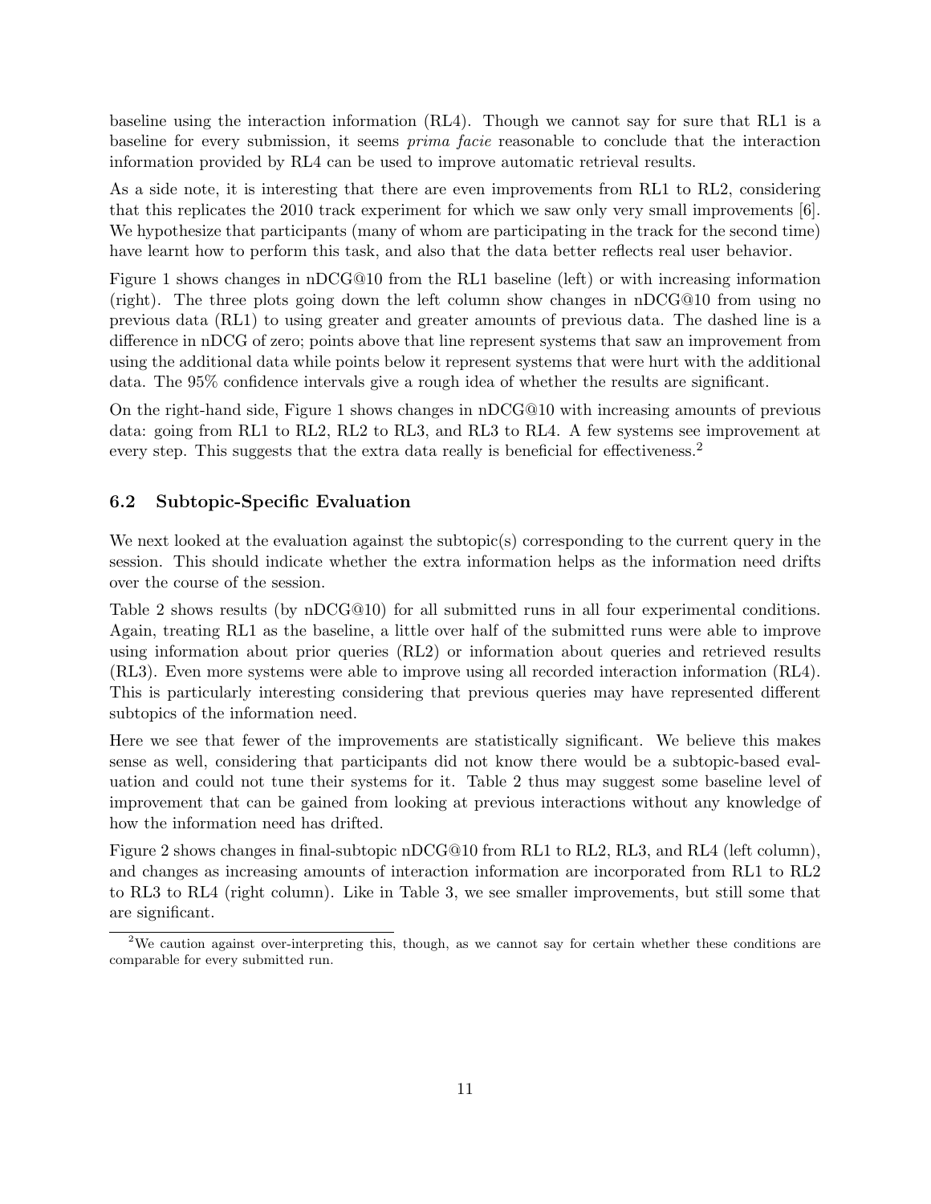baseline using the interaction information (RL4). Though we cannot say for sure that RL1 is a baseline for every submission, it seems *prima facie* reasonable to conclude that the interaction information provided by RL4 can be used to improve automatic retrieval results.

As a side note, it is interesting that there are even improvements from RL1 to RL2, considering that this replicates the 2010 track experiment for which we saw only very small improvements [6]. We hypothesize that participants (many of whom are participating in the track for the second time) have learnt how to perform this task, and also that the data better reflects real user behavior.

Figure 1 shows changes in nDCG@10 from the RL1 baseline (left) or with increasing information (right). The three plots going down the left column show changes in nDCG@10 from using no previous data (RL1) to using greater and greater amounts of previous data. The dashed line is a difference in nDCG of zero; points above that line represent systems that saw an improvement from using the additional data while points below it represent systems that were hurt with the additional data. The 95% confidence intervals give a rough idea of whether the results are significant.

On the right-hand side, Figure 1 shows changes in nDCG@10 with increasing amounts of previous data: going from RL1 to RL2, RL2 to RL3, and RL3 to RL4. A few systems see improvement at every step. This suggests that the extra data really is beneficial for effectiveness.[2]

### 6.2 Subtopic-Specific Evaluation

We next looked at the evaluation against the subtopic(s) corresponding to the current query in the session. This should indicate whether the extra information helps as the information need drifts over the course of the session.

Table 2 shows results (by nDCG@10) for all submitted runs in all four experimental conditions. Again, treating RL1 as the baseline, a little over half of the submitted runs were able to improve using information about prior queries (RL2) or information about queries and retrieved results (RL3). Even more systems were able to improve using all recorded interaction information (RL4). This is particularly interesting considering that previous queries may have represented different subtopics of the information need.

Here we see that fewer of the improvements are statistically significant. We believe this makes sense as well, considering that participants did not know there would be a subtopic-based evaluation and could not tune their systems for it. Table 2 thus may suggest some baseline level of improvement that can be gained from looking at previous interactions without any knowledge of how the information need has drifted.

Figure 2 shows changes in final-subtopic nDCG@10 from RL1 to RL2, RL3, and RL4 (left column), and changes as increasing amounts of interaction information are incorporated from RL1 to RL2 to RL3 to RL4 (right column). Like in Table 3, we see smaller improvements, but still some that are significant.

[2] We caution against over-interpreting this, though, as we cannot say for certain whether these conditions are comparable for every submitted run.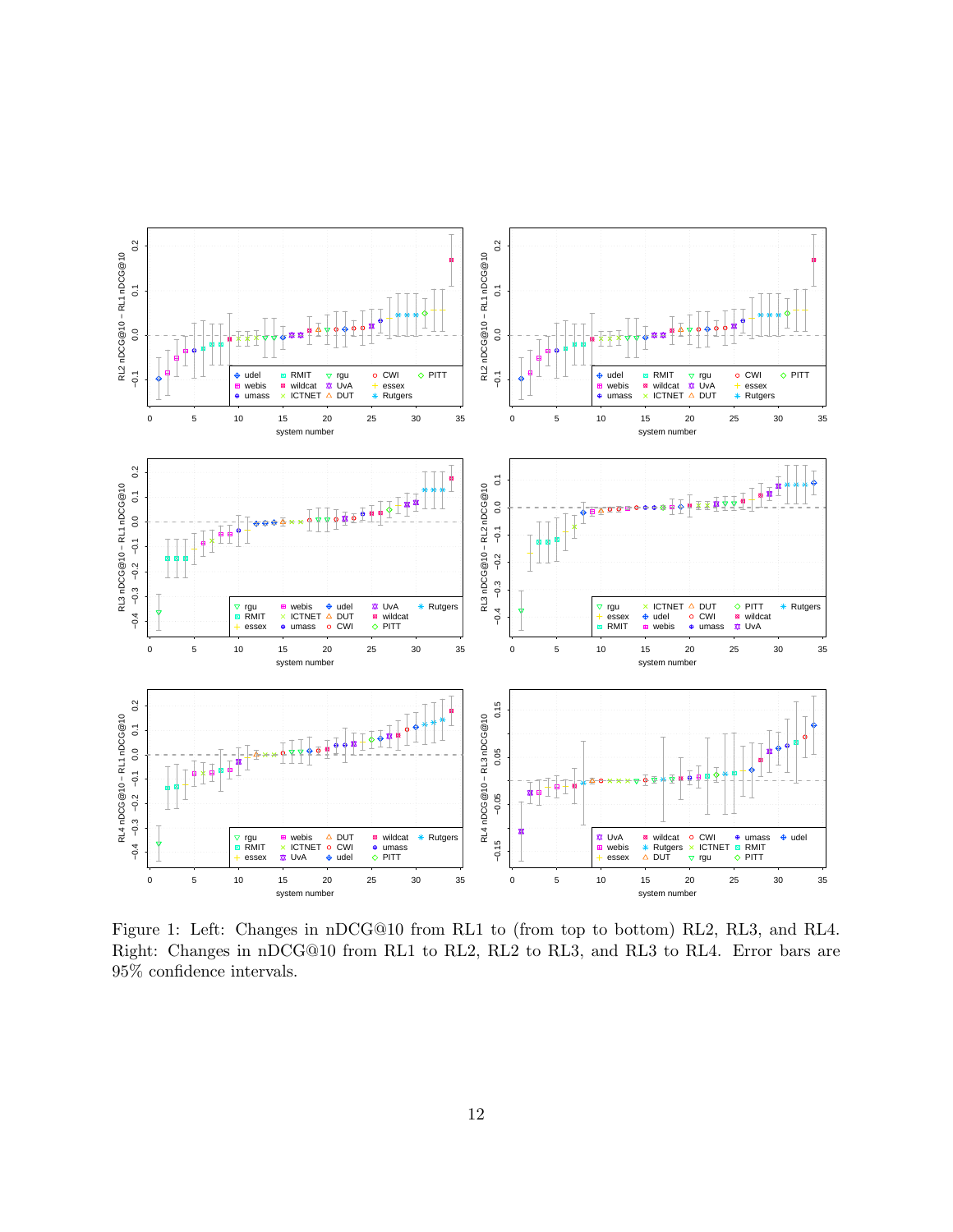Figure 1: Left: Changes in nDCG@10 from RL1 to (from top to bottom) RL2, RL3, and RL4. Right: Changes in nDCG@10 from RL1 to RL2, RL2 to RL3, and RL3 to RL4. Error bars are 95% confidence intervals.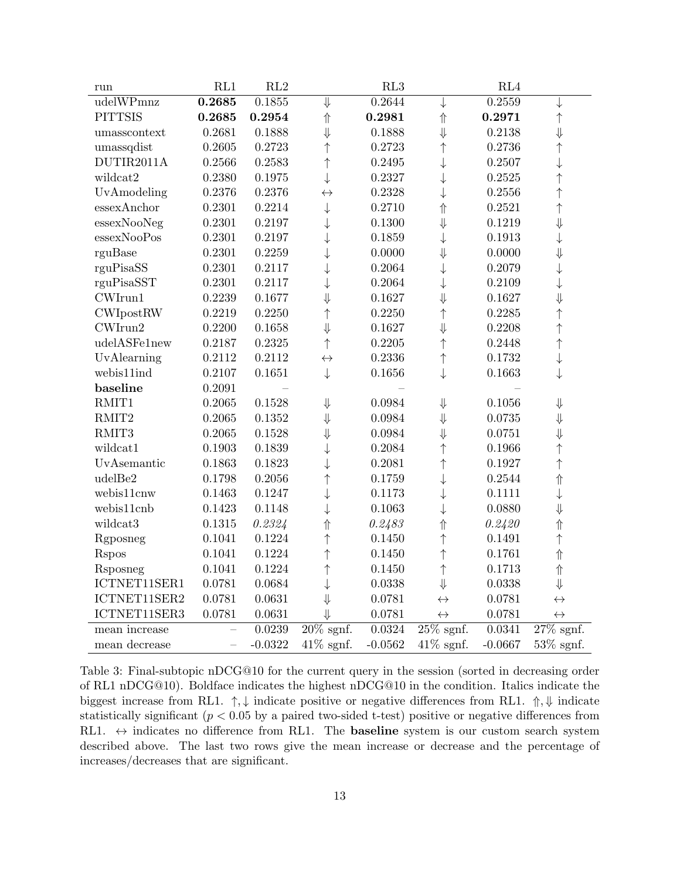| run | RL1 | RL2 | | RL3 | | RL4 | |
|---|---|---|---|---|---|---|---|
| udelWPmnz | **0.2685** | 0.1855 | $\Downarrow$ | 0.2644 | $\downarrow$ | 0.2559 | $\downarrow$ |
| PITTSIS | **0.2685** | **0.2954** | $\Uparrow$ | **0.2981** | $\Uparrow$ | **0.2971** | $\uparrow$ |
| umasscontext | 0.2681 | 0.1888 | $\Downarrow$ | 0.1888 | $\Downarrow$ | 0.2138 | $\Downarrow$ |
| umassqdist | 0.2605 | 0.2723 | $\uparrow$ | 0.2723 | $\uparrow$ | 0.2736 | $\uparrow$ |
| DUTIR2011A | 0.2566 | 0.2583 | $\uparrow$ | 0.2495 | $\downarrow$ | 0.2507 | $\downarrow$ |
| wildcat2 | 0.2380 | 0.1975 | $\downarrow$ | 0.2327 | $\downarrow$ | 0.2525 | $\uparrow$ |
| UvAmodeling | 0.2376 | 0.2376 | $\leftrightarrow$ | 0.2328 | $\downarrow$ | 0.2556 | $\uparrow$ |
| essexAnchor | 0.2301 | 0.2214 | $\downarrow$ | 0.2710 | $\Uparrow$ | 0.2521 | $\uparrow$ |
| essexNooNeg | 0.2301 | 0.2197 | $\downarrow$ | 0.1300 | $\Downarrow$ | 0.1219 | $\Downarrow$ |
| essexNooPos | 0.2301 | 0.2197 | $\downarrow$ | 0.1859 | $\downarrow$ | 0.1913 | $\downarrow$ |
| rguBase | 0.2301 | 0.2259 | $\downarrow$ | 0.0000 | $\Downarrow$ | 0.0000 | $\Downarrow$ |
| rguPisaSS | 0.2301 | 0.2117 | $\downarrow$ | 0.2064 | $\downarrow$ | 0.2079 | $\downarrow$ |
| rguPisaSST | 0.2301 | 0.2117 | $\downarrow$ | 0.2064 | $\downarrow$ | 0.2109 | $\downarrow$ |
| CWIrun1 | 0.2239 | 0.1677 | $\Downarrow$ | 0.1627 | $\Downarrow$ | 0.1627 | $\Downarrow$ |
| CWIpostRW | 0.2219 | 0.2250 | $\uparrow$ | 0.2250 | $\uparrow$ | 0.2285 | $\uparrow$ |
| CWIrun2 | 0.2200 | 0.1658 | $\Downarrow$ | 0.1627 | $\Downarrow$ | 0.2208 | $\uparrow$ |
| udelASFe1new | 0.2187 | 0.2325 | $\uparrow$ | 0.2205 | $\uparrow$ | 0.2448 | $\uparrow$ |
| UvAlearning | 0.2112 | 0.2112 | $\leftrightarrow$ | 0.2336 | $\uparrow$ | 0.1732 | $\downarrow$ |
| webis11ind | 0.2107 | 0.1651 | $\downarrow$ | 0.1656 | $\downarrow$ | 0.1663 | $\downarrow$ |
| **baseline** | 0.2091 | – | | – | | – | |
| RMIT1 | 0.2065 | 0.1528 | $\Downarrow$ | 0.0984 | $\Downarrow$ | 0.1056 | $\Downarrow$ |
| RMIT2 | 0.2065 | 0.1352 | $\Downarrow$ | 0.0984 | $\Downarrow$ | 0.0735 | $\Downarrow$ |
| RMIT3 | 0.2065 | 0.1528 | $\Downarrow$ | 0.0984 | $\Downarrow$ | 0.0751 | $\Downarrow$ |
| wildcat1 | 0.1903 | 0.1839 | $\downarrow$ | 0.2084 | $\uparrow$ | 0.1966 | $\uparrow$ |
| UvAsemantic | 0.1863 | 0.1823 | $\downarrow$ | 0.2081 | $\uparrow$ | 0.1927 | $\uparrow$ |
| udelBe2 | 0.1798 | 0.2056 | $\uparrow$ | 0.1759 | $\downarrow$ | 0.2544 | $\Uparrow$ |
| webis11cnw | 0.1463 | 0.1247 | $\downarrow$ | 0.1173 | $\downarrow$ | 0.1111 | $\downarrow$ |
| webis11cnb | 0.1423 | 0.1148 | $\downarrow$ | 0.1063 | $\downarrow$ | 0.0880 | $\Downarrow$ |
| wildcat3 | 0.1315 | *0.2324* | $\Uparrow$ | *0.2483* | $\Uparrow$ | *0.2420* | $\Uparrow$ |
| Rgposneg | 0.1041 | 0.1224 | $\uparrow$ | 0.1450 | $\uparrow$ | 0.1491 | $\uparrow$ |
| Rspos | 0.1041 | 0.1224 | $\uparrow$ | 0.1450 | $\uparrow$ | 0.1761 | $\Uparrow$ |
| Rsposneg | 0.1041 | 0.1224 | $\uparrow$ | 0.1450 | $\uparrow$ | 0.1713 | $\Uparrow$ |
| ICTNET11SER1 | 0.0781 | 0.0684 | $\downarrow$ | 0.0338 | $\Downarrow$ | 0.0338 | $\Downarrow$ |
| ICTNET11SER2 | 0.0781 | 0.0631 | $\Downarrow$ | 0.0781 | $\leftrightarrow$ | 0.0781 | $\leftrightarrow$ |
| ICTNET11SER3 | 0.0781 | 0.0631 | $\Downarrow$ | 0.0781 | $\leftrightarrow$ | 0.0781 | $\leftrightarrow$ |
| mean increase | – | 0.0239 | 20% sgnf. | 0.0324 | 25% sgnf. | 0.0341 | 27% sgnf. |
| mean decrease | – | -0.0322 | 41% sgnf. | -0.0562 | 41% sgnf. | -0.0667 | 53% sgnf. |

Table 3: Final-subtopic nDCG@10 for the current query in the session (sorted in decreasing order of RL1 nDCG@10). Boldface indicates the highest nDCG@10 in the condition. Italics indicate the biggest increase from RL1. $\uparrow, \downarrow$ indicate positive or negative differences from RL1. $\Uparrow, \Downarrow$ indicate statistically significant ($p < 0.05$ by a paired two-sided t-test) positive or negative differences from RL1. $\leftrightarrow$ indicates no difference from RL1. The **baseline** system is our custom search system described above. The last two rows give the mean increase or decrease and the percentage of increases/decreases that are significant.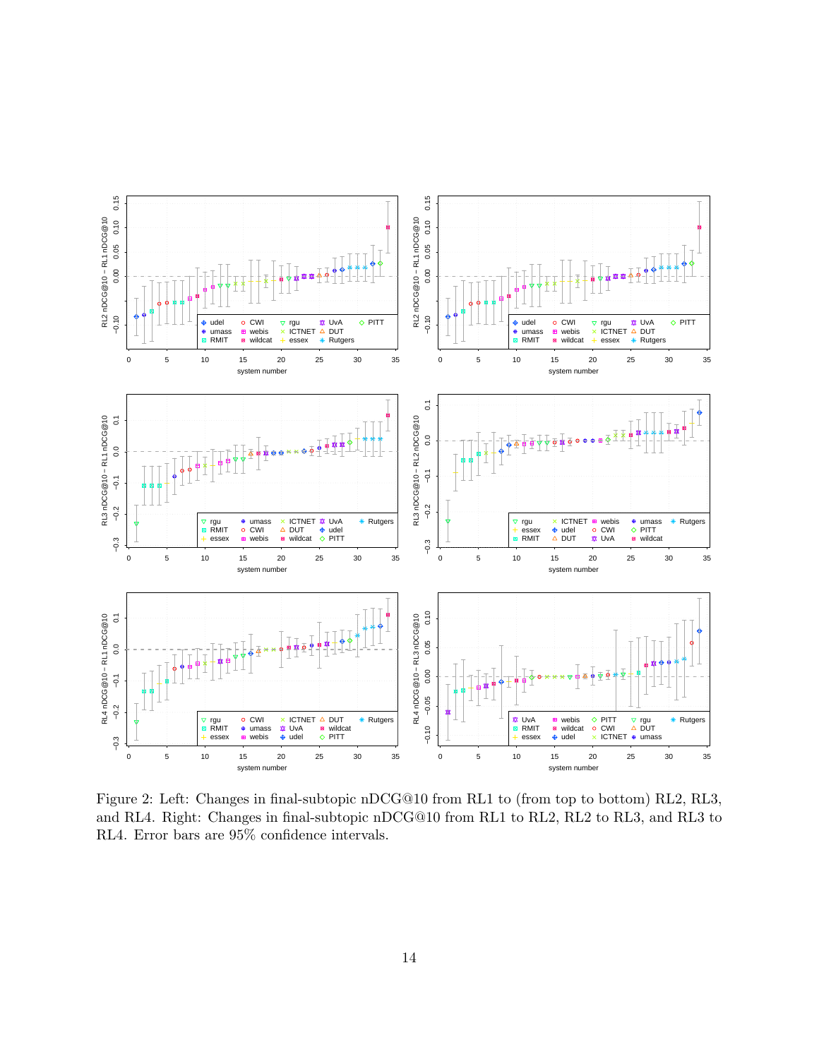Figure 2: Left: Changes in final-subtopic nDCG@10 from RL1 to (from top to bottom) RL2, RL3, and RL4. Right: Changes in final-subtopic nDCG@10 from RL1 to RL2, RL2 to RL3, and RL3 to RL4. Error bars are 95% confidence intervals.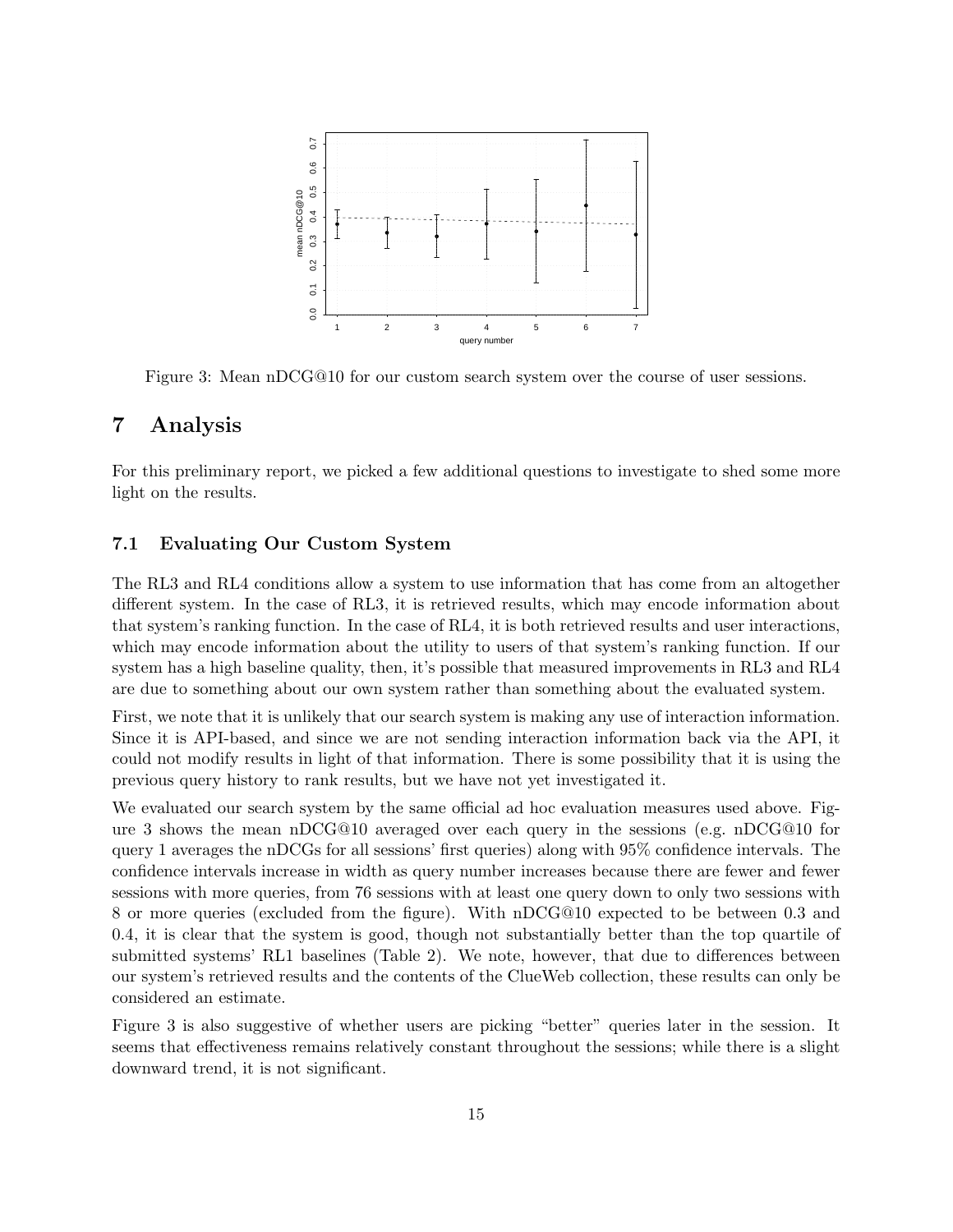Figure 3: Mean nDCG@10 for our custom search system over the course of user sessions.

# 7 Analysis

For this preliminary report, we picked a few additional questions to investigate to shed some more light on the results.

## 7.1 Evaluating Our Custom System

The RL3 and RL4 conditions allow a system to use information that has come from an altogether different system. In the case of RL3, it is retrieved results, which may encode information about that system's ranking function. In the case of RL4, it is both retrieved results and user interactions, which may encode information about the utility to users of that system's ranking function. If our system has a high baseline quality, then, it's possible that measured improvements in RL3 and RL4 are due to something about our own system rather than something about the evaluated system.

First, we note that it is unlikely that our search system is making any use of interaction information. Since it is API-based, and since we are not sending interaction information back via the API, it could not modify results in light of that information. There is some possibility that it is using the previous query history to rank results, but we have not yet investigated it.

We evaluated our search system by the same official ad hoc evaluation measures used above. Figure 3 shows the mean nDCG@10 averaged over each query in the sessions (e.g. nDCG@10 for query 1 averages the nDCGs for all sessions' first queries) along with 95% confidence intervals. The confidence intervals increase in width as query number increases because there are fewer and fewer sessions with more queries, from 76 sessions with at least one query down to only two sessions with 8 or more queries (excluded from the figure). With nDCG@10 expected to be between 0.3 and 0.4, it is clear that the system is good, though not substantially better than the top quartile of submitted systems' RL1 baselines (Table 2). We note, however, that due to differences between our system's retrieved results and the contents of the ClueWeb collection, these results can only be considered an estimate.

Figure 3 is also suggestive of whether users are picking "better" queries later in the session. It seems that effectiveness remains relatively constant throughout the sessions; while there is a slight downward trend, it is not significant.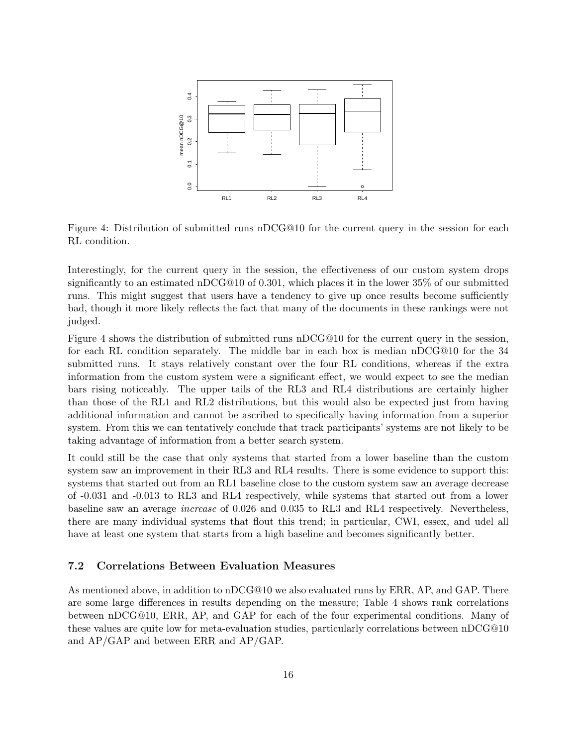Figure 4: Distribution of submitted runs nDCG@10 for the current query in the session for each RL condition.

Interestingly, for the current query in the session, the effectiveness of our custom system drops significantly to an estimated nDCG@10 of 0.301, which places it in the lower 35% of our submitted runs. This might suggest that users have a tendency to give up once results become sufficiently bad, though it more likely reflects the fact that many of the documents in these rankings were not judged.

Figure 4 shows the distribution of submitted runs nDCG@10 for the current query in the session, for each RL condition separately. The middle bar in each box is median nDCG@10 for the 34 submitted runs. It stays relatively constant over the four RL conditions, whereas if the extra information from the custom system were a significant effect, we would expect to see the median bars rising noticeably. The upper tails of the RL3 and RL4 distributions are certainly higher than those of the RL1 and RL2 distributions, but this would also be expected just from having additional information and cannot be ascribed to specifically having information from a superior system. From this we can tentatively conclude that track participants' systems are not likely to be taking advantage of information from a better search system.

It could still be the case that only systems that started from a lower baseline than the custom system saw an improvement in their RL3 and RL4 results. There is some evidence to support this: systems that started out from an RL1 baseline close to the custom system saw an average decrease of -0.031 and -0.013 to RL3 and RL4 respectively, while systems that started out from a lower baseline saw an average *increase* of 0.026 and 0.035 to RL3 and RL4 respectively. Nevertheless, there are many individual systems that flout this trend; in particular, CWI, essex, and udel all have at least one system that starts from a high baseline and becomes significantly better.

### 7.2 Correlations Between Evaluation Measures

As mentioned above, in addition to nDCG@10 we also evaluated runs by ERR, AP, and GAP. There are some large differences in results depending on the measure; Table 4 shows rank correlations between nDCG@10, ERR, AP, and GAP for each of the four experimental conditions. Many of these values are quite low for meta-evaluation studies, particularly correlations between nDCG@10 and AP/GAP and between ERR and AP/GAP.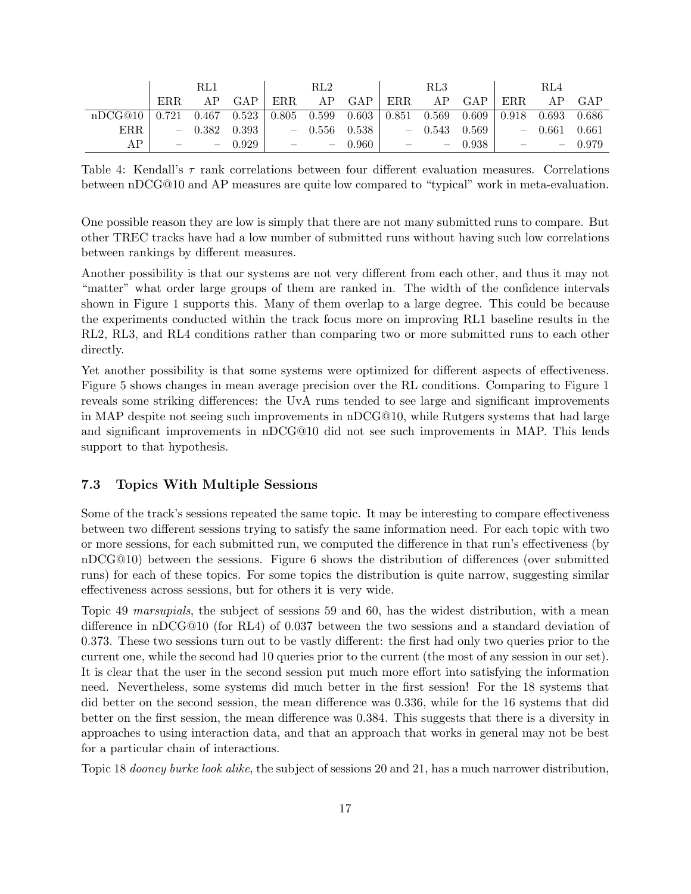| | RL1 | | | RL2 | | | RL3 | | | RL4 | | |
|---|---|---|---|---|---|---|---|---|---|---|---|---|
| | ERR | AP | GAP | ERR | AP | GAP | ERR | AP | GAP | ERR | AP | GAP |
| nDCG@10 | 0.721 | 0.467 | 0.523 | 0.805 | 0.599 | 0.603 | 0.851 | 0.569 | 0.609 | 0.918 | 0.693 | 0.686 |
| ERR | – | 0.382 | 0.393 | – | 0.556 | 0.538 | – | 0.543 | 0.569 | – | 0.661 | 0.661 |
| AP | – | – | 0.929 | – | – | 0.960 | – | – | 0.938 | – | – | 0.979 |

Table 4: Kendall's $\tau$ rank correlations between four different evaluation measures. Correlations between nDCG@10 and AP measures are quite low compared to "typical" work in meta-evaluation.

One possible reason they are low is simply that there are not many submitted runs to compare. But other TREC tracks have had a low number of submitted runs without having such low correlations between rankings by different measures.

Another possibility is that our systems are not very different from each other, and thus it may not "matter" what order large groups of them are ranked in. The width of the confidence intervals shown in Figure 1 supports this. Many of them overlap to a large degree. This could be because the experiments conducted within the track focus more on improving RL1 baseline results in the RL2, RL3, and RL4 conditions rather than comparing two or more submitted runs to each other directly.

Yet another possibility is that some systems were optimized for different aspects of effectiveness. Figure 5 shows changes in mean average precision over the RL conditions. Comparing to Figure 1 reveals some striking differences: the UvA runs tended to see large and significant improvements in MAP despite not seeing such improvements in nDCG@10, while Rutgers systems that had large and significant improvements in nDCG@10 did not see such improvements in MAP. This lends support to that hypothesis.

### 7.3 Topics With Multiple Sessions

Some of the track's sessions repeated the same topic. It may be interesting to compare effectiveness between two different sessions trying to satisfy the same information need. For each topic with two or more sessions, for each submitted run, we computed the difference in that run's effectiveness (by nDCG@10) between the sessions. Figure 6 shows the distribution of differences (over submitted runs) for each of these topics. For some topics the distribution is quite narrow, suggesting similar effectiveness across sessions, but for others it is very wide.

Topic 49 *marsupials*, the subject of sessions 59 and 60, has the widest distribution, with a mean difference in nDCG@10 (for RL4) of 0.037 between the two sessions and a standard deviation of 0.373. These two sessions turn out to be vastly different: the first had only two queries prior to the current one, while the second had 10 queries prior to the current (the most of any session in our set). It is clear that the user in the second session put much more effort into satisfying the information need. Nevertheless, some systems did much better in the first session! For the 18 systems that did better on the second session, the mean difference was 0.336, while for the 16 systems that did better on the first session, the mean difference was 0.384. This suggests that there is a diversity in approaches to using interaction data, and that an approach that works in general may not be best for a particular chain of interactions.

Topic 18 *dooney burke look alike*, the subject of sessions 20 and 21, has a much narrower distribution,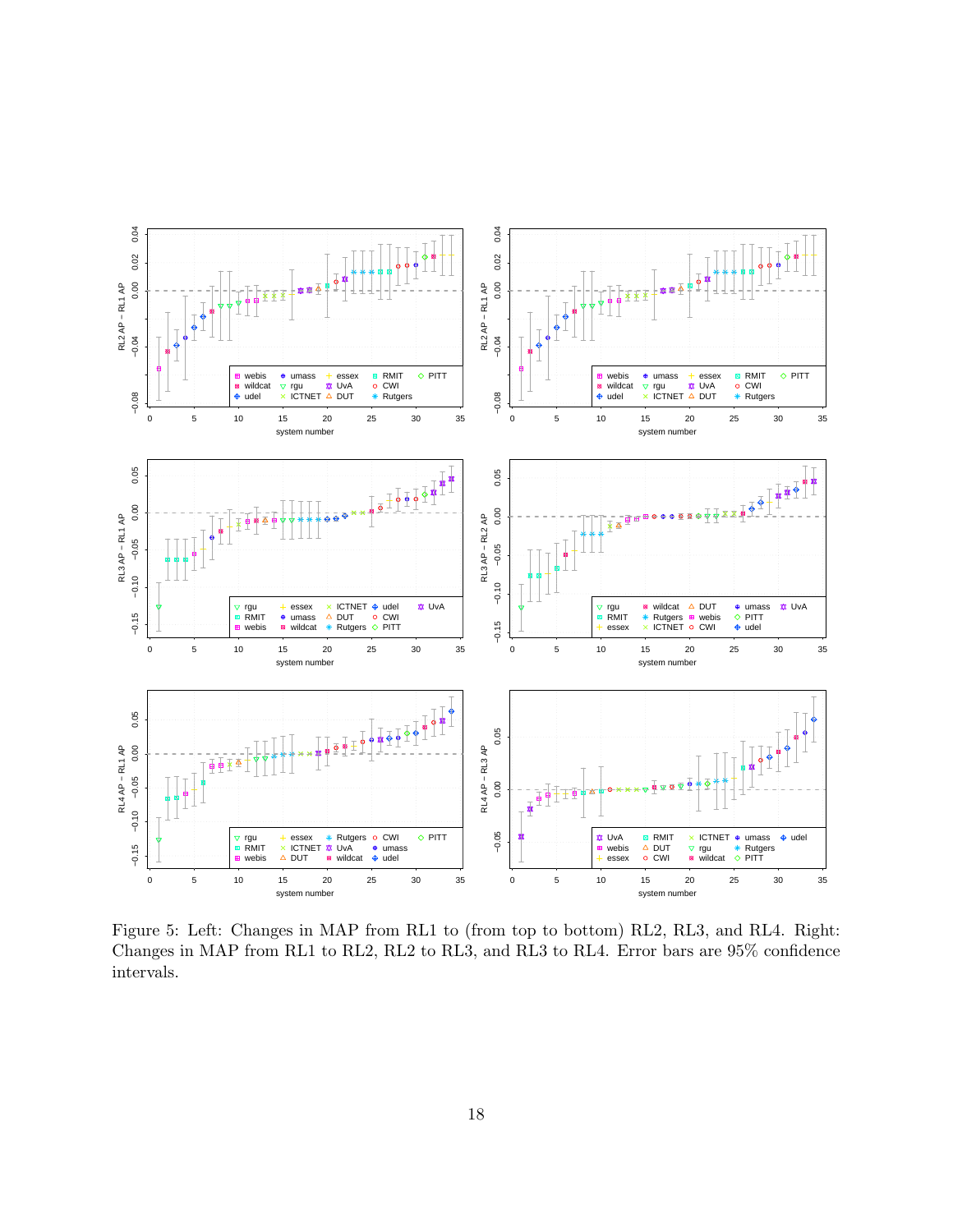Figure 5: Left: Changes in MAP from RL1 to (from top to bottom) RL2, RL3, and RL4. Right: Changes in MAP from RL1 to RL2, RL2 to RL3, and RL3 to RL4. Error bars are 95% confidence intervals.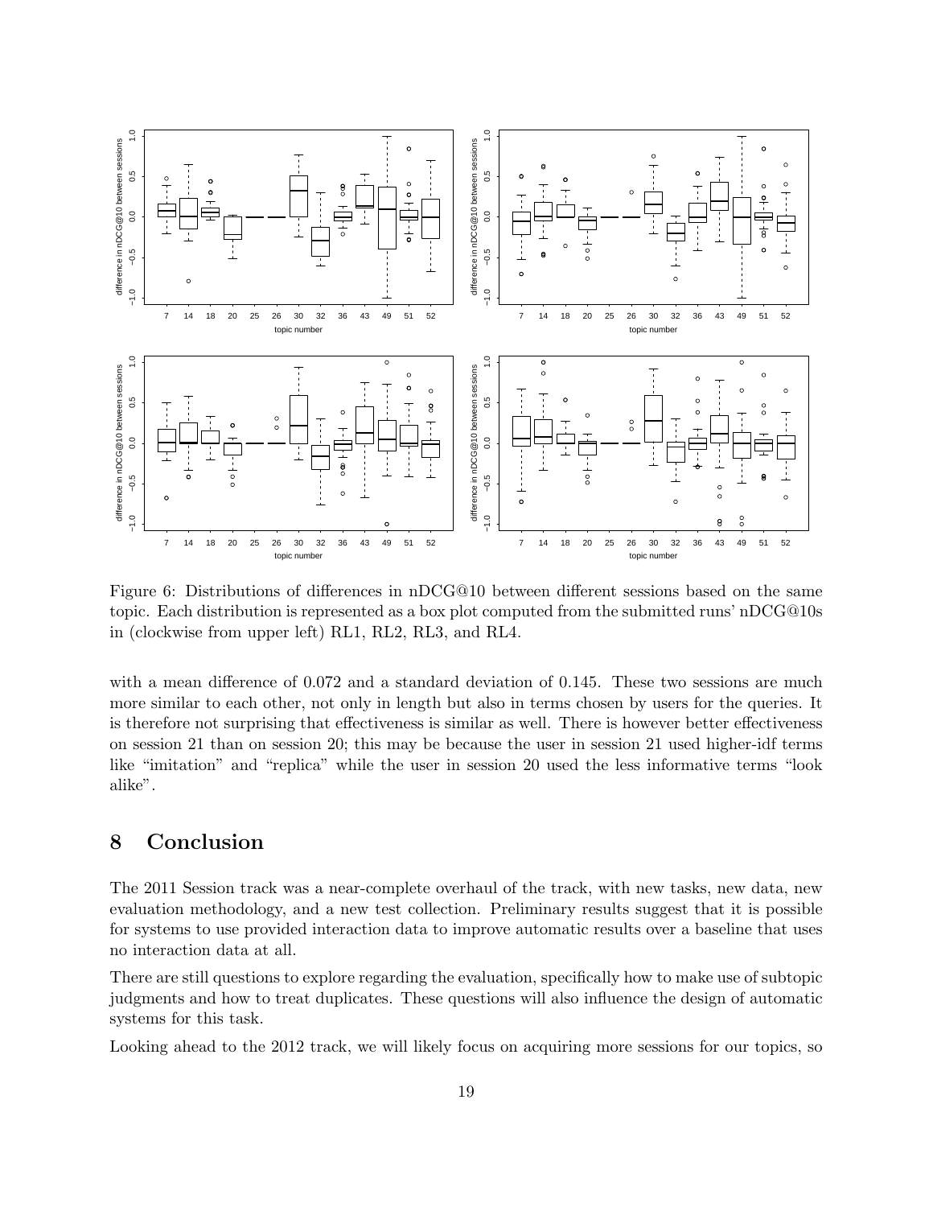Figure 6: Distributions of differences in nDCG@10 between different sessions based on the same topic. Each distribution is represented as a box plot computed from the submitted runs' nDCG@10s in (clockwise from upper left) RL1, RL2, RL3, and RL4.

with a mean difference of 0.072 and a standard deviation of 0.145. These two sessions are much more similar to each other, not only in length but also in terms chosen by users for the queries. It is therefore not surprising that effectiveness is similar as well. There is however better effectiveness on session 21 than on session 20; this may be because the user in session 21 used higher-idf terms like "imitation" and "replica" while the user in session 20 used the less informative terms "look alike".

## 8 Conclusion

The 2011 Session track was a near-complete overhaul of the track, with new tasks, new data, new evaluation methodology, and a new test collection. Preliminary results suggest that it is possible for systems to use provided interaction data to improve automatic results over a baseline that uses no interaction data at all.

There are still questions to explore regarding the evaluation, specifically how to make use of subtopic judgments and how to treat duplicates. These questions will also influence the design of automatic systems for this task.

Looking ahead to the 2012 track, we will likely focus on acquiring more sessions for our topics, so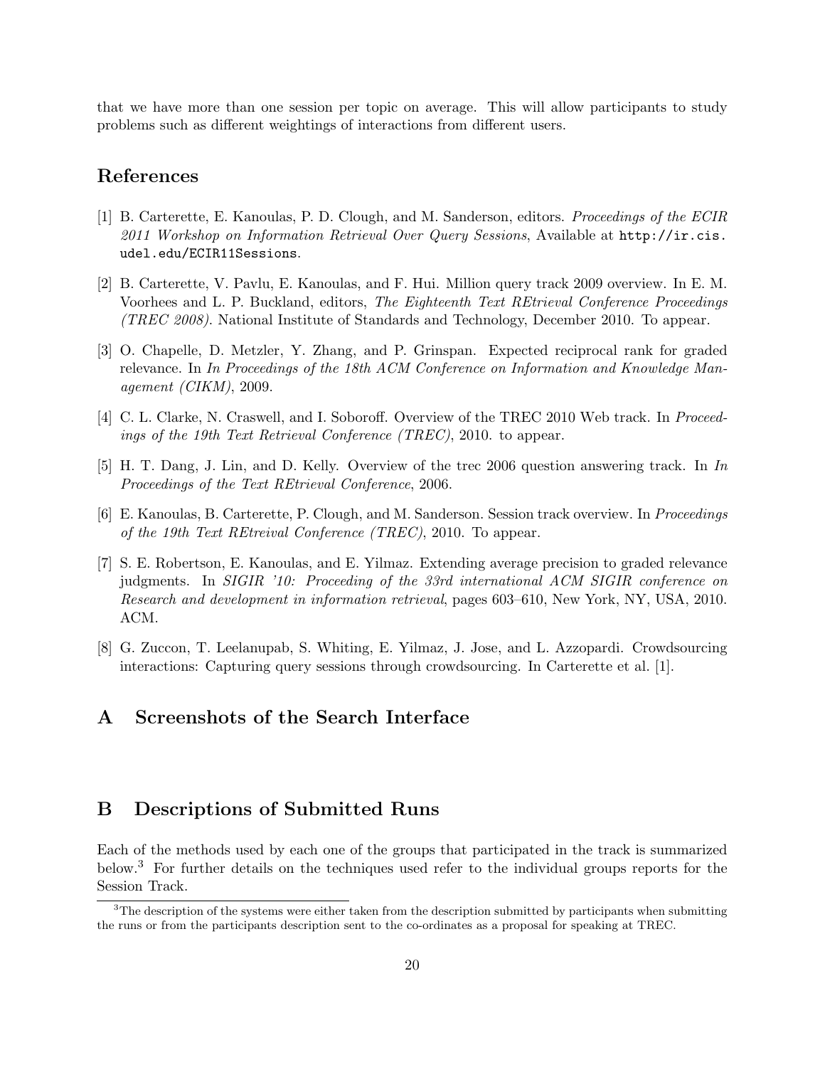that we have more than one session per topic on average. This will allow participants to study problems such as different weightings of interactions from different users.

## References

[1] B. Carterette, E. Kanoulas, P. D. Clough, and M. Sanderson, editors. *Proceedings of the ECIR 2011 Workshop on Information Retrieval Over Query Sessions*, Available at `http://ir.cis.udel.edu/ECIR11Sessions`.

[2] B. Carterette, V. Pavlu, E. Kanoulas, and F. Hui. Million query track 2009 overview. In E. M. Voorhees and L. P. Buckland, editors, *The Eighteenth Text REtrieval Conference Proceedings (TREC 2008)*. National Institute of Standards and Technology, December 2010. To appear.

[3] O. Chapelle, D. Metzler, Y. Zhang, and P. Grinspan. Expected reciprocal rank for graded relevance. In *In Proceedings of the 18th ACM Conference on Information and Knowledge Management (CIKM)*, 2009.

[4] C. L. Clarke, N. Craswell, and I. Soboroff. Overview of the TREC 2010 Web track. In *Proceedings of the 19th Text Retrieval Conference (TREC)*, 2010. to appear.

[5] H. T. Dang, J. Lin, and D. Kelly. Overview of the trec 2006 question answering track. In *In Proceedings of the Text REtrieval Conference*, 2006.

[6] E. Kanoulas, B. Carterette, P. Clough, and M. Sanderson. Session track overview. In *Proceedings of the 19th Text REtreival Conference (TREC)*, 2010. To appear.

[7] S. E. Robertson, E. Kanoulas, and E. Yilmaz. Extending average precision to graded relevance judgments. In *SIGIR '10: Proceeding of the 33rd international ACM SIGIR conference on Research and development in information retrieval*, pages 603–610, New York, NY, USA, 2010. ACM.

[8] G. Zuccon, T. Leelanupab, S. Whiting, E. Yilmaz, J. Jose, and L. Azzopardi. Crowdsourcing interactions: Capturing query sessions through crowdsourcing. In Carterette et al. [1].

# A Screenshots of the Search Interface

# B Descriptions of Submitted Runs

Each of the methods used by each one of the groups that participated in the track is summarized below.[3] For further details on the techniques used refer to the individual groups reports for the Session Track.

[3] The description of the systems were either taken from the description submitted by participants when submitting the runs or from the participants description sent to the co-ordinates as a proposal for speaking at TREC.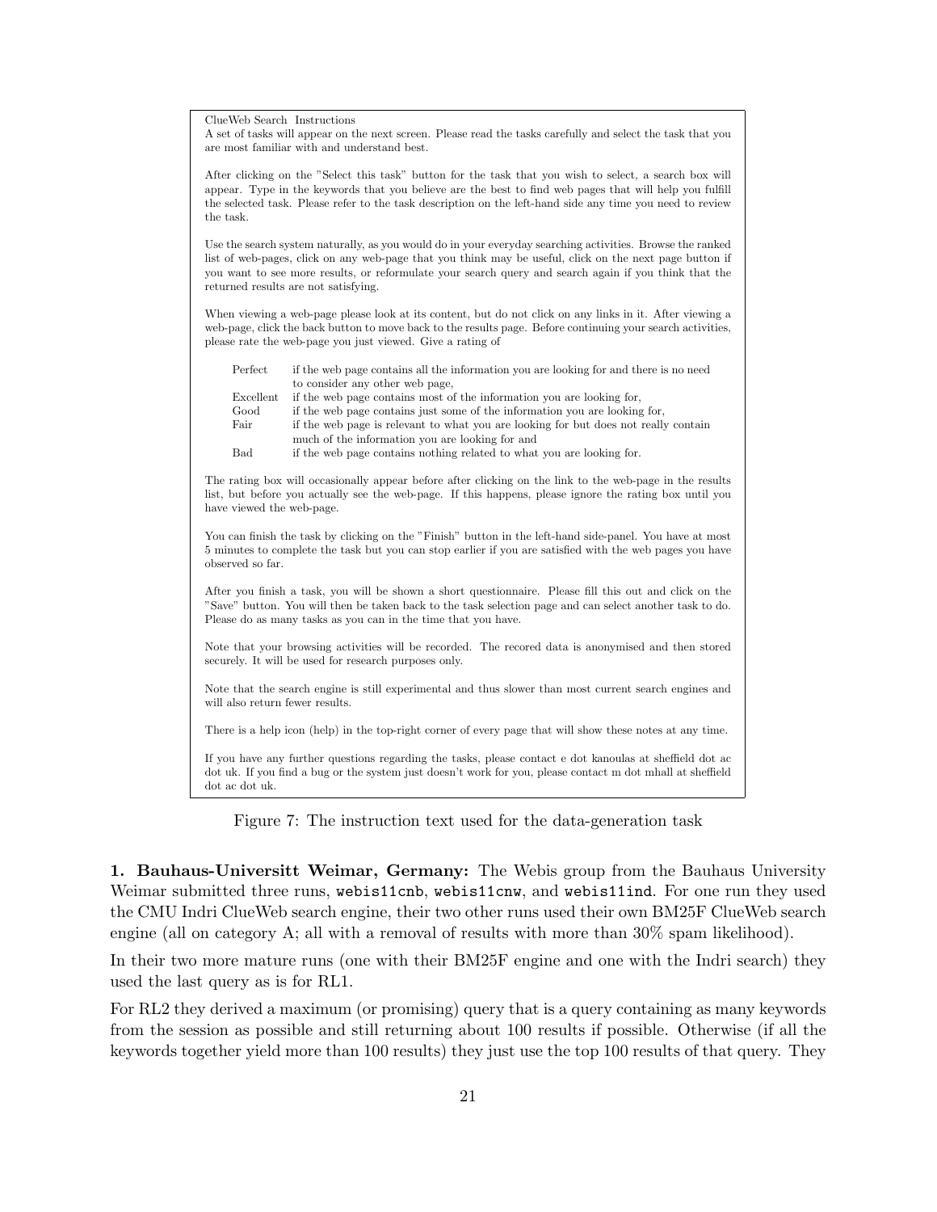ClueWeb Search Instructions

A set of tasks will appear on the next screen. Please read the tasks carefully and select the task that you are most familiar with and understand best.

After clicking on the "Select this task" button for the task that you wish to select, a search box will appear. Type in the keywords that you believe are the best to find web pages that will help you fulfill the selected task. Please refer to the task description on the left-hand side any time you need to review the task.

Use the search system naturally, as you would do in your everyday searching activities. Browse the ranked list of web-pages, click on any web-page that you think may be useful, click on the next page button if you want to see more results, or reformulate your search query and search again if you think that the returned results are not satisfying.

When viewing a web-page please look at its content, but do not click on any links in it. After viewing a web-page, click the back button to move back to the results page. Before continuing your search activities, please rate the web-page you just viewed. Give a rating of

| | |
|---|---|
| Perfect | if the web page contains all the information you are looking for and there is no need to consider any other web page, |
| Excellent | if the web page contains most of the information you are looking for, |
| Good | if the web page contains just some of the information you are looking for, |
| Fair | if the web page is relevant to what you are looking for but does not really contain much of the information you are looking for and |
| Bad | if the web page contains nothing related to what you are looking for. |

The rating box will occasionally appear before after clicking on the link to the web-page in the results list, but before you actually see the web-page. If this happens, please ignore the rating box until you have viewed the web-page.

You can finish the task by clicking on the "Finish" button in the left-hand side-panel. You have at most 5 minutes to complete the task but you can stop earlier if you are satisfied with the web pages you have observed so far.

After you finish a task, you will be shown a short questionnaire. Please fill this out and click on the "Save" button. You will then be taken back to the task selection page and can select another task to do. Please do as many tasks as you can in the time that you have.

Note that your browsing activities will be recorded. The recored data is anonymised and then stored securely. It will be used for research purposes only.

Note that the search engine is still experimental and thus slower than most current search engines and will also return fewer results.

There is a help icon (help) in the top-right corner of every page that will show these notes at any time.

If you have any further questions regarding the tasks, please contact e dot kanoulas at sheffield dot ac dot uk. If you find a bug or the system just doesn't work for you, please contact m dot mhall at sheffield dot ac dot uk.

Figure 7: The instruction text used for the data-generation task

**1. Bauhaus-Universitt Weimar, Germany:** The Webis group from the Bauhaus University Weimar submitted three runs, `webis11cnb`, `webis11cnw`, and `webis11ind`. For one run they used the CMU Indri ClueWeb search engine, their two other runs used their own BM25F ClueWeb search engine (all on category A; all with a removal of results with more than 30% spam likelihood).

In their two more mature runs (one with their BM25F engine and one with the Indri search) they used the last query as is for RL1.

For RL2 they derived a maximum (or promising) query that is a query containing as many keywords from the session as possible and still returning about 100 results if possible. Otherwise (if all the keywords together yield more than 100 results) they just use the top 100 results of that query. They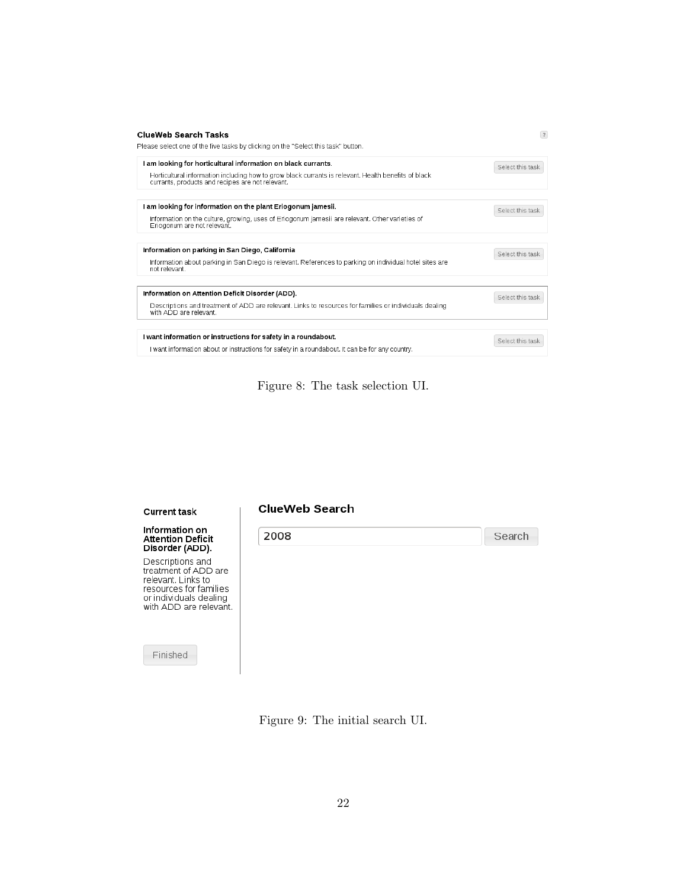**ClueWeb Search Tasks**

Please select one of the five tasks by clicking on the "Select this task" button.

**I am looking for horticultural information on black currants.**

Horticultural information including how to grow black currants is relevant. Health benefits of black currants, products and recipes are not relevant.

Select this task

**I am looking for information on the plant Eriogonum jamesii.**

Information on the culture, growing, uses of Eriogonum jamesii are relevant. Other varieties of Eriogonum are not relevant.

Select this task

**Information on parking in San Diego, California**

Information about parking in San Diego is relevant. References to parking on individual hotel sites are not relevant.

Select this task

**Information on Attention Deficit Disorder (ADD).**

Descriptions and treatment of ADD are relevant. Links to resources for families or individuals dealing with ADD are relevant.

Select this task

**I want information or instructions for safety in a roundabout.**

I want information about or instructions for safety in a roundabout. It can be for any country.

Select this task

Figure 8: The task selection UI.

**Current task**

**Information on Attention Deficit Disorder (ADD).**

Descriptions and treatment of ADD are relevant. Links to resources for families or individuals dealing with ADD are relevant.

Finished

**ClueWeb Search**

2008 Search

Figure 9: The initial search UI.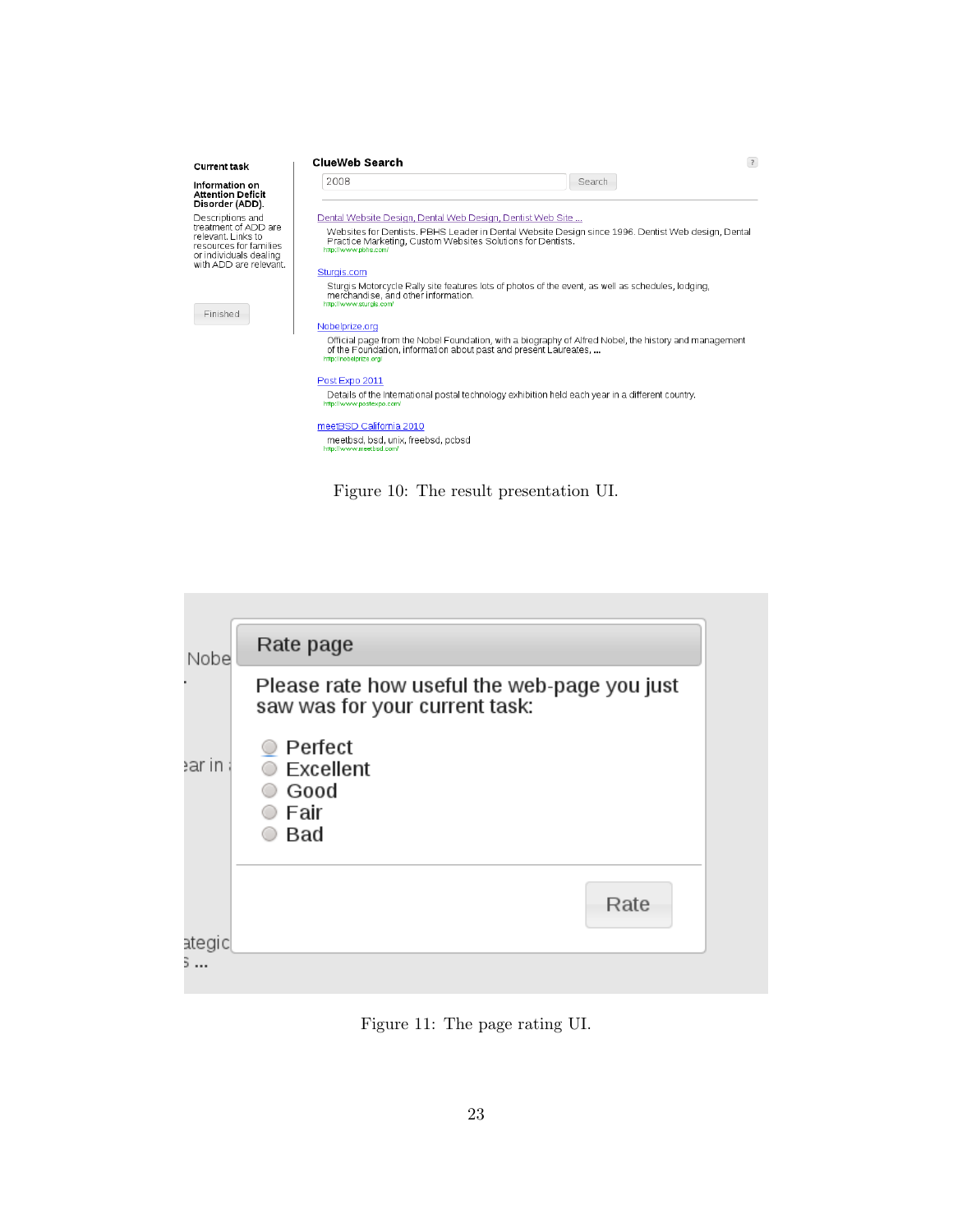Current task

Information on Attention Deficit Disorder (ADD).

Descriptions and treatment of ADD are relevant. Links to resources for families or individuals dealing with ADD are relevant.

Finished

ClueWeb Search

2008 Search

Dental Website Design, Dental Web Design, Dentist Web Site ...
Websites for Dentists. PBHS Leader in Dental Website Design since 1996. Dentist Web design, Dental Practice Marketing, Custom Websites Solutions for Dentists.
http://www.pbhs.com/

Sturgis.com
Sturgis Motorcycle Rally site features lots of photos of the event, as well as schedules, lodging, merchandise, and other information.
http://www.sturgis.com/

Nobelprize.org
Official page from the Nobel Foundation, with a biography of Alfred Nobel, the history and management of the Foundation, information about past and present Laureates, ...
http://nobelprize.org/

Post Expo 2011
Details of the international postal technology exhibition held each year in a different country.
http://www.postexpo.com/

meetBSD California 2010
meetbsd, bsd, unix, freebsd, pcbsd
http://www.meetbsd.com/

Figure 10: The result presentation UI.

Rate page

Please rate how useful the web-page you just saw was for your current task:

- Perfect
- Excellent
- Good
- Fair
- Bad

Rate

Figure 11: The page rating UI.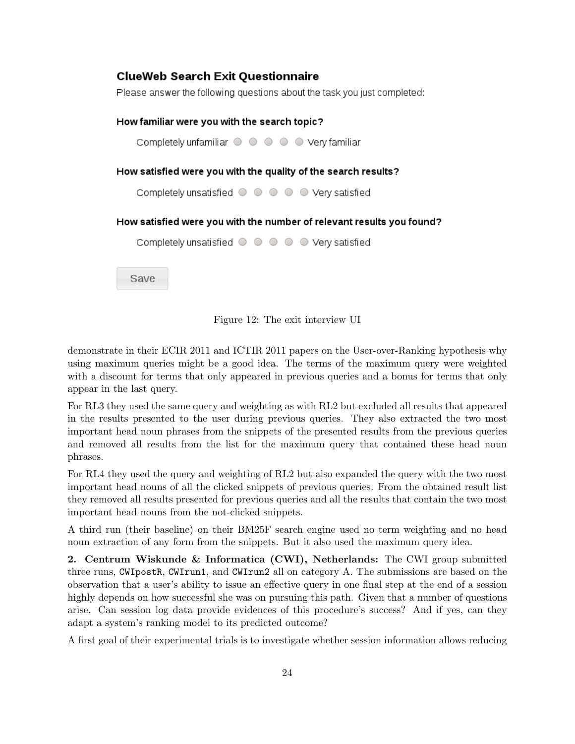**ClueWeb Search Exit Questionnaire**

Please answer the following questions about the task you just completed:

**How familiar were you with the search topic?**

Completely unfamiliar ○ ○ ○ ○ ○ Very familiar

**How satisfied were you with the quality of the search results?**

Completely unsatisfied ○ ○ ○ ○ ○ Very satisfied

**How satisfied were you with the number of relevant results you found?**

Completely unsatisfied ○ ○ ○ ○ ○ Very satisfied

Save

Figure 12: The exit interview UI

demonstrate in their ECIR 2011 and ICTIR 2011 papers on the User-over-Ranking hypothesis why using maximum queries might be a good idea. The terms of the maximum query were weighted with a discount for terms that only appeared in previous queries and a bonus for terms that only appear in the last query.

For RL3 they used the same query and weighting as with RL2 but excluded all results that appeared in the results presented to the user during previous queries. They also extracted the two most important head noun phrases from the snippets of the presented results from the previous queries and removed all results from the list for the maximum query that contained these head noun phrases.

For RL4 they used the query and weighting of RL2 but also expanded the query with the two most important head nouns of all the clicked snippets of previous queries. From the obtained result list they removed all results presented for previous queries and all the results that contain the two most important head nouns from the not-clicked snippets.

A third run (their baseline) on their BM25F search engine used no term weighting and no head noun extraction of any form from the snippets. But it also used the maximum query idea.

**2. Centrum Wiskunde & Informatica (CWI), Netherlands:** The CWI group submitted three runs, `CWIpostR`, `CWIrun1`, and `CWIrun2` all on category A. The submissions are based on the observation that a user's ability to issue an effective query in one final step at the end of a session highly depends on how successful she was on pursuing this path. Given that a number of questions arise. Can session log data provide evidences of this procedure's success? And if yes, can they adapt a system's ranking model to its predicted outcome?

A first goal of their experimental trials is to investigate whether session information allows reducing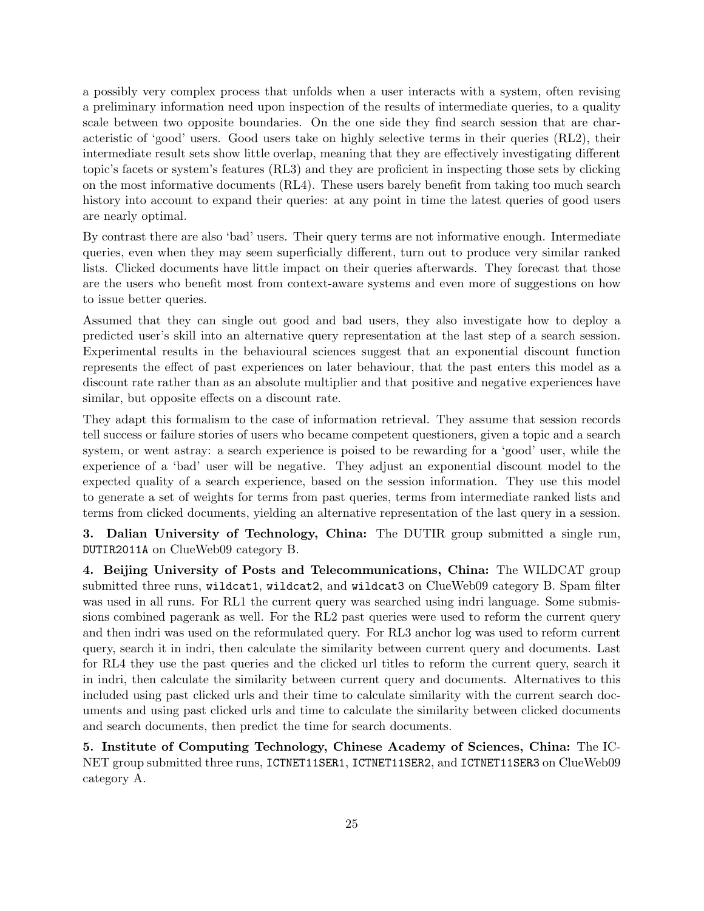a possibly very complex process that unfolds when a user interacts with a system, often revising a preliminary information need upon inspection of the results of intermediate queries, to a quality scale between two opposite boundaries. On the one side they find search session that are characteristic of 'good' users. Good users take on highly selective terms in their queries (RL2), their intermediate result sets show little overlap, meaning that they are effectively investigating different topic's facets or system's features (RL3) and they are proficient in inspecting those sets by clicking on the most informative documents (RL4). These users barely benefit from taking too much search history into account to expand their queries: at any point in time the latest queries of good users are nearly optimal.

By contrast there are also 'bad' users. Their query terms are not informative enough. Intermediate queries, even when they may seem superficially different, turn out to produce very similar ranked lists. Clicked documents have little impact on their queries afterwards. They forecast that those are the users who benefit most from context-aware systems and even more of suggestions on how to issue better queries.

Assumed that they can single out good and bad users, they also investigate how to deploy a predicted user's skill into an alternative query representation at the last step of a search session. Experimental results in the behavioural sciences suggest that an exponential discount function represents the effect of past experiences on later behaviour, that the past enters this model as a discount rate rather than as an absolute multiplier and that positive and negative experiences have similar, but opposite effects on a discount rate.

They adapt this formalism to the case of information retrieval. They assume that session records tell success or failure stories of users who became competent questioners, given a topic and a search system, or went astray: a search experience is poised to be rewarding for a 'good' user, while the experience of a 'bad' user will be negative. They adjust an exponential discount model to the expected quality of a search experience, based on the session information. They use this model to generate a set of weights for terms from past queries, terms from intermediate ranked lists and terms from clicked documents, yielding an alternative representation of the last query in a session.

**3. Dalian University of Technology, China:** The DUTIR group submitted a single run, DUTIR2011A on ClueWeb09 category B.

**4. Beijing University of Posts and Telecommunications, China:** The WILDCAT group submitted three runs, wildcat1, wildcat2, and wildcat3 on ClueWeb09 category B. Spam filter was used in all runs. For RL1 the current query was searched using indri language. Some submissions combined pagerank as well. For the RL2 past queries were used to reform the current query and then indri was used on the reformulated query. For RL3 anchor log was used to reform current query, search it in indri, then calculate the similarity between current query and documents. Last for RL4 they use the past queries and the clicked url titles to reform the current query, search it in indri, then calculate the similarity between current query and documents. Alternatives to this included using past clicked urls and their time to calculate similarity with the current search documents and using past clicked urls and time to calculate the similarity between clicked documents and search documents, then predict the time for search documents.

**5. Institute of Computing Technology, Chinese Academy of Sciences, China:** The ICNET group submitted three runs, ICTNET11SER1, ICTNET11SER2, and ICTNET11SER3 on ClueWeb09 category A.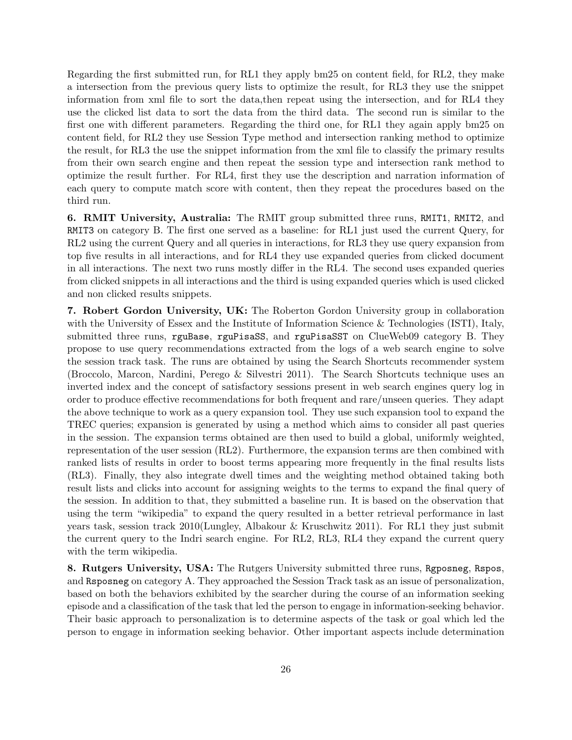Regarding the first submitted run, for RL1 they apply bm25 on content field, for RL2, they make a intersection from the previous query lists to optimize the result, for RL3 they use the snippet information from xml file to sort the data,then repeat using the intersection, and for RL4 they use the clicked list data to sort the data from the third data. The second run is similar to the first one with different parameters. Regarding the third one, for RL1 they again apply bm25 on content field, for RL2 they use Session Type method and intersection ranking method to optimize the result, for RL3 the use the snippet information from the xml file to classify the primary results from their own search engine and then repeat the session type and intersection rank method to optimize the result further. For RL4, first they use the description and narration information of each query to compute match score with content, then they repeat the procedures based on the third run.

**6. RMIT University, Australia:** The RMIT group submitted three runs, `RMIT1`, `RMIT2`, and `RMIT3` on category B. The first one served as a baseline: for RL1 just used the current Query, for RL2 using the current Query and all queries in interactions, for RL3 they use query expansion from top five results in all interactions, and for RL4 they use expanded queries from clicked document in all interactions. The next two runs mostly differ in the RL4. The second uses expanded queries from clicked snippets in all interactions and the third is using expanded queries which is used clicked and non clicked results snippets.

**7. Robert Gordon University, UK:** The Roberton Gordon University group in collaboration with the University of Essex and the Institute of Information Science & Technologies (ISTI), Italy, submitted three runs, `rguBase`, `rguPisaSS`, and `rguPisaSST` on ClueWeb09 category B. They propose to use query recommendations extracted from the logs of a web search engine to solve the session track task. The runs are obtained by using the Search Shortcuts recommender system (Broccolo, Marcon, Nardini, Perego & Silvestri 2011). The Search Shortcuts technique uses an inverted index and the concept of satisfactory sessions present in web search engines query log in order to produce effective recommendations for both frequent and rare/unseen queries. They adapt the above technique to work as a query expansion tool. They use such expansion tool to expand the TREC queries; expansion is generated by using a method which aims to consider all past queries in the session. The expansion terms obtained are then used to build a global, uniformly weighted, representation of the user session (RL2). Furthermore, the expansion terms are then combined with ranked lists of results in order to boost terms appearing more frequently in the final results lists (RL3). Finally, they also integrate dwell times and the weighting method obtained taking both result lists and clicks into account for assigning weights to the terms to expand the final query of the session. In addition to that, they submitted a baseline run. It is based on the observation that using the term "wikipedia" to expand the query resulted in a better retrieval performance in last years task, session track 2010(Lungley, Albakour & Kruschwitz 2011). For RL1 they just submit the current query to the Indri search engine. For RL2, RL3, RL4 they expand the current query with the term wikipedia.

**8. Rutgers University, USA:** The Rutgers University submitted three runs, `Rgposneg`, `Rspos`, and `Rsposneg` on category A. They approached the Session Track task as an issue of personalization, based on both the behaviors exhibited by the searcher during the course of an information seeking episode and a classification of the task that led the person to engage in information-seeking behavior. Their basic approach to personalization is to determine aspects of the task or goal which led the person to engage in information seeking behavior. Other important aspects include determination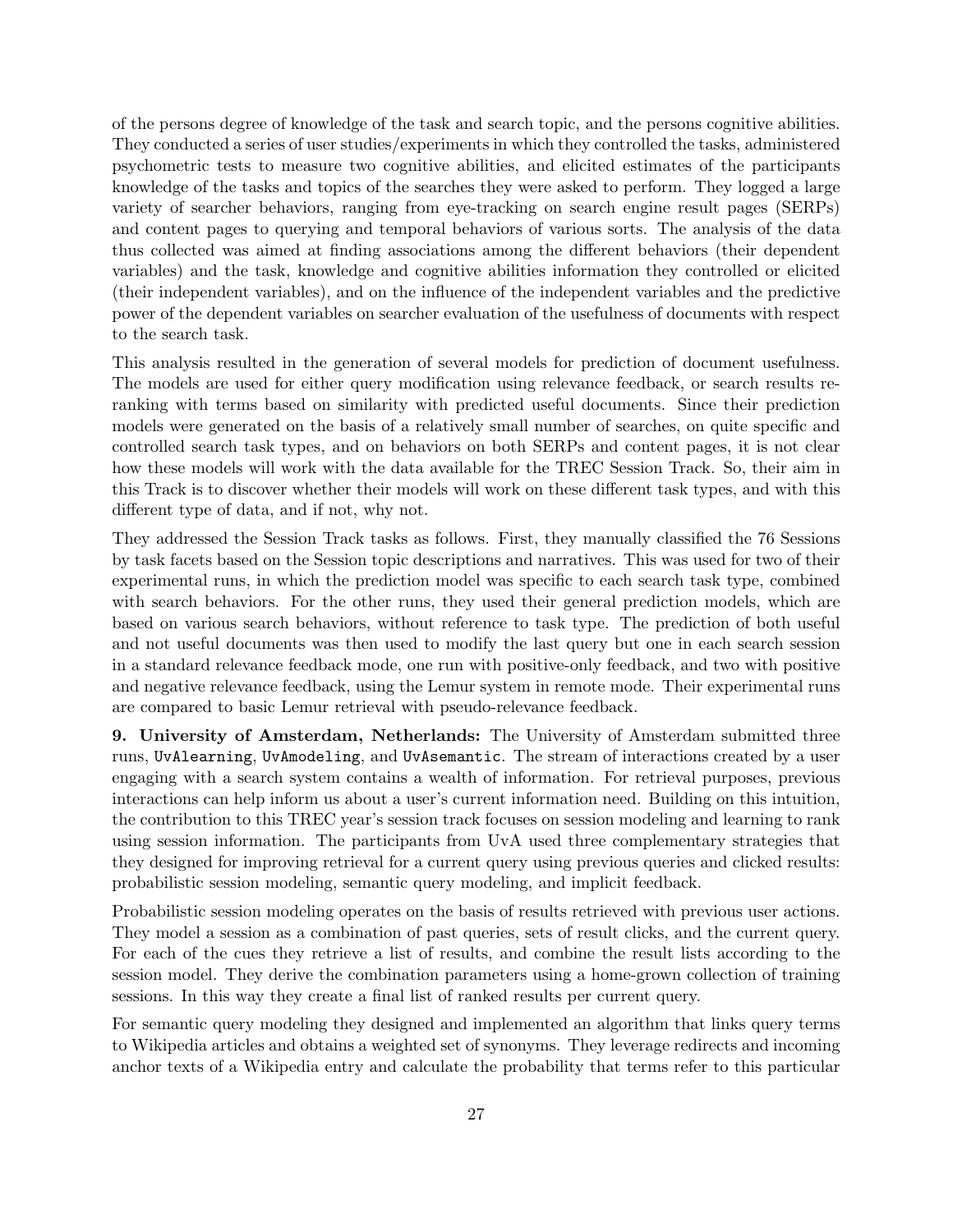of the persons degree of knowledge of the task and search topic, and the persons cognitive abilities. They conducted a series of user studies/experiments in which they controlled the tasks, administered psychometric tests to measure two cognitive abilities, and elicited estimates of the participants knowledge of the tasks and topics of the searches they were asked to perform. They logged a large variety of searcher behaviors, ranging from eye-tracking on search engine result pages (SERPs) and content pages to querying and temporal behaviors of various sorts. The analysis of the data thus collected was aimed at finding associations among the different behaviors (their dependent variables) and the task, knowledge and cognitive abilities information they controlled or elicited (their independent variables), and on the influence of the independent variables and the predictive power of the dependent variables on searcher evaluation of the usefulness of documents with respect to the search task.

This analysis resulted in the generation of several models for prediction of document usefulness. The models are used for either query modification using relevance feedback, or search results reranking with terms based on similarity with predicted useful documents. Since their prediction models were generated on the basis of a relatively small number of searches, on quite specific and controlled search task types, and on behaviors on both SERPs and content pages, it is not clear how these models will work with the data available for the TREC Session Track. So, their aim in this Track is to discover whether their models will work on these different task types, and with this different type of data, and if not, why not.

They addressed the Session Track tasks as follows. First, they manually classified the 76 Sessions by task facets based on the Session topic descriptions and narratives. This was used for two of their experimental runs, in which the prediction model was specific to each search task type, combined with search behaviors. For the other runs, they used their general prediction models, which are based on various search behaviors, without reference to task type. The prediction of both useful and not useful documents was then used to modify the last query but one in each search session in a standard relevance feedback mode, one run with positive-only feedback, and two with positive and negative relevance feedback, using the Lemur system in remote mode. Their experimental runs are compared to basic Lemur retrieval with pseudo-relevance feedback.

**9. University of Amsterdam, Netherlands:** The University of Amsterdam submitted three runs, `UvAlearning`, `UvAmodeling`, and `UvAsemantic`. The stream of interactions created by a user engaging with a search system contains a wealth of information. For retrieval purposes, previous interactions can help inform us about a user's current information need. Building on this intuition, the contribution to this TREC year's session track focuses on session modeling and learning to rank using session information. The participants from UvA used three complementary strategies that they designed for improving retrieval for a current query using previous queries and clicked results: probabilistic session modeling, semantic query modeling, and implicit feedback.

Probabilistic session modeling operates on the basis of results retrieved with previous user actions. They model a session as a combination of past queries, sets of result clicks, and the current query. For each of the cues they retrieve a list of results, and combine the result lists according to the session model. They derive the combination parameters using a home-grown collection of training sessions. In this way they create a final list of ranked results per current query.

For semantic query modeling they designed and implemented an algorithm that links query terms to Wikipedia articles and obtains a weighted set of synonyms. They leverage redirects and incoming anchor texts of a Wikipedia entry and calculate the probability that terms refer to this particular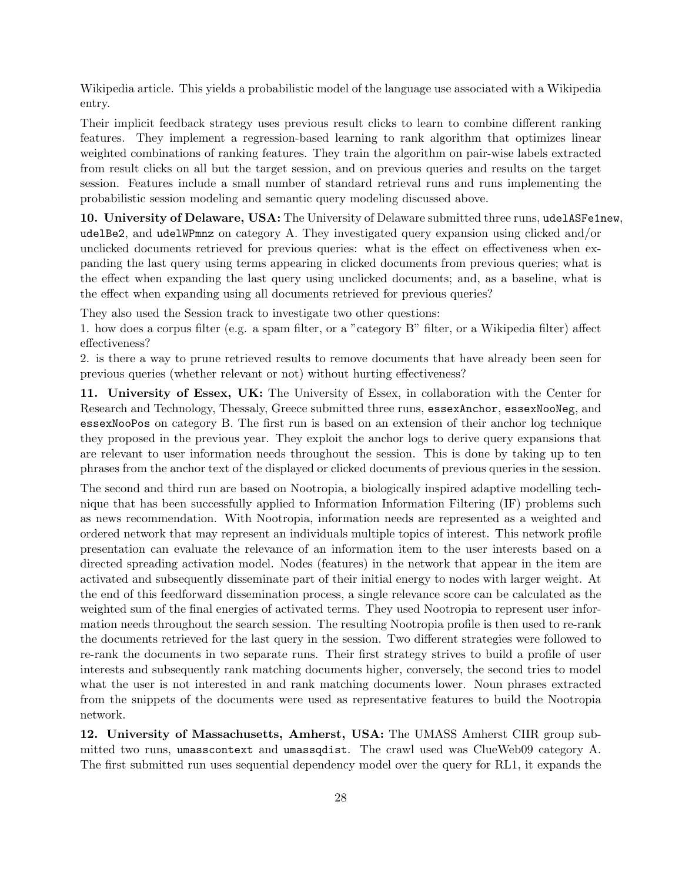Wikipedia article. This yields a probabilistic model of the language use associated with a Wikipedia entry.

Their implicit feedback strategy uses previous result clicks to learn to combine different ranking features. They implement a regression-based learning to rank algorithm that optimizes linear weighted combinations of ranking features. They train the algorithm on pair-wise labels extracted from result clicks on all but the target session, and on previous queries and results on the target session. Features include a small number of standard retrieval runs and runs implementing the probabilistic session modeling and semantic query modeling discussed above.

**10. University of Delaware, USA:** The University of Delaware submitted three runs, `udelASFe1new`, `udelBe2`, and `udelWPmnz` on category A. They investigated query expansion using clicked and/or unclicked documents retrieved for previous queries: what is the effect on effectiveness when expanding the last query using terms appearing in clicked documents from previous queries; what is the effect when expanding the last query using unclicked documents; and, as a baseline, what is the effect when expanding using all documents retrieved for previous queries?

They also used the Session track to investigate two other questions:
1. how does a corpus filter (e.g. a spam filter, or a "category B" filter, or a Wikipedia filter) affect effectiveness?
2. is there a way to prune retrieved results to remove documents that have already been seen for previous queries (whether relevant or not) without hurting effectiveness?

**11. University of Essex, UK:** The University of Essex, in collaboration with the Center for Research and Technology, Thessaly, Greece submitted three runs, `essexAnchor`, `essexNooNeg`, and `essexNooPos` on category B. The first run is based on an extension of their anchor log technique they proposed in the previous year. They exploit the anchor logs to derive query expansions that are relevant to user information needs throughout the session. This is done by taking up to ten phrases from the anchor text of the displayed or clicked documents of previous queries in the session.

The second and third run are based on Nootropia, a biologically inspired adaptive modelling technique that has been successfully applied to Information Information Filtering (IF) problems such as news recommendation. With Nootropia, information needs are represented as a weighted and ordered network that may represent an individuals multiple topics of interest. This network profile presentation can evaluate the relevance of an information item to the user interests based on a directed spreading activation model. Nodes (features) in the network that appear in the item are activated and subsequently disseminate part of their initial energy to nodes with larger weight. At the end of this feedforward dissemination process, a single relevance score can be calculated as the weighted sum of the final energies of activated terms. They used Nootropia to represent user information needs throughout the search session. The resulting Nootropia profile is then used to re-rank the documents retrieved for the last query in the session. Two different strategies were followed to re-rank the documents in two separate runs. Their first strategy strives to build a profile of user interests and subsequently rank matching documents higher, conversely, the second tries to model what the user is not interested in and rank matching documents lower. Noun phrases extracted from the snippets of the documents were used as representative features to build the Nootropia network.

**12. University of Massachusetts, Amherst, USA:** The UMASS Amherst CIIR group submitted two runs, `umasscontext` and `umassqdist`. The crawl used was ClueWeb09 category A. The first submitted run uses sequential dependency model over the query for RL1, it expands the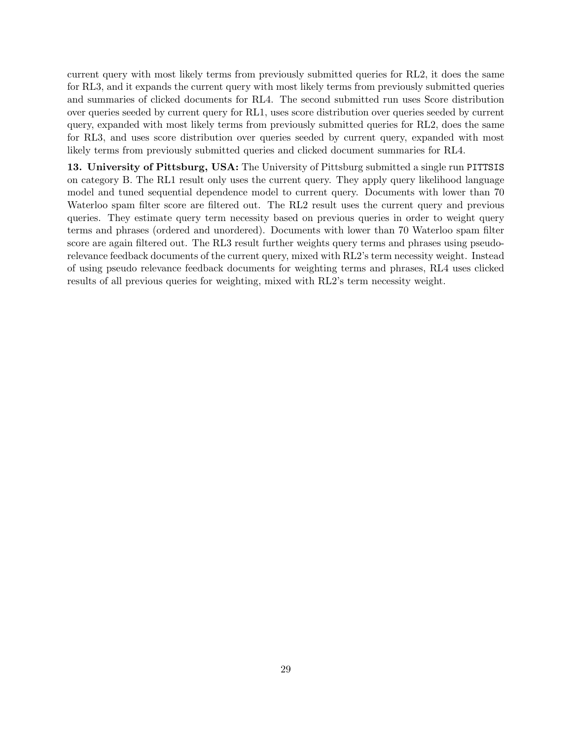current query with most likely terms from previously submitted queries for RL2, it does the same for RL3, and it expands the current query with most likely terms from previously submitted queries and summaries of clicked documents for RL4. The second submitted run uses Score distribution over queries seeded by current query for RL1, uses score distribution over queries seeded by current query, expanded with most likely terms from previously submitted queries for RL2, does the same for RL3, and uses score distribution over queries seeded by current query, expanded with most likely terms from previously submitted queries and clicked document summaries for RL4.

**13. University of Pittsburg, USA:** The University of Pittsburg submitted a single run `PITTSIS` on category B. The RL1 result only uses the current query. They apply query likelihood language model and tuned sequential dependence model to current query. Documents with lower than 70 Waterloo spam filter score are filtered out. The RL2 result uses the current query and previous queries. They estimate query term necessity based on previous queries in order to weight query terms and phrases (ordered and unordered). Documents with lower than 70 Waterloo spam filter score are again filtered out. The RL3 result further weights query terms and phrases using pseudo-relevance feedback documents of the current query, mixed with RL2's term necessity weight. Instead of using pseudo relevance feedback documents for weighting terms and phrases, RL4 uses clicked results of all previous queries for weighting, mixed with RL2's term necessity weight.